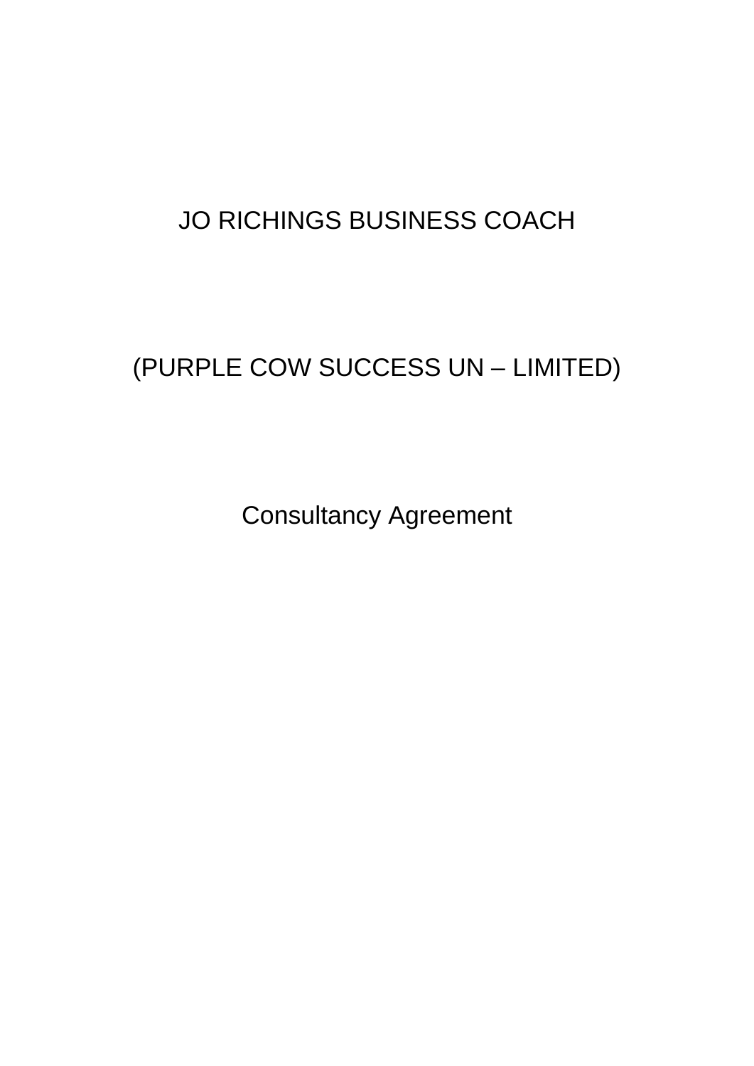JO RICHINGS BUSINESS COACH

(PURPLE COW SUCCESS UN – LIMITED)

Consultancy Agreement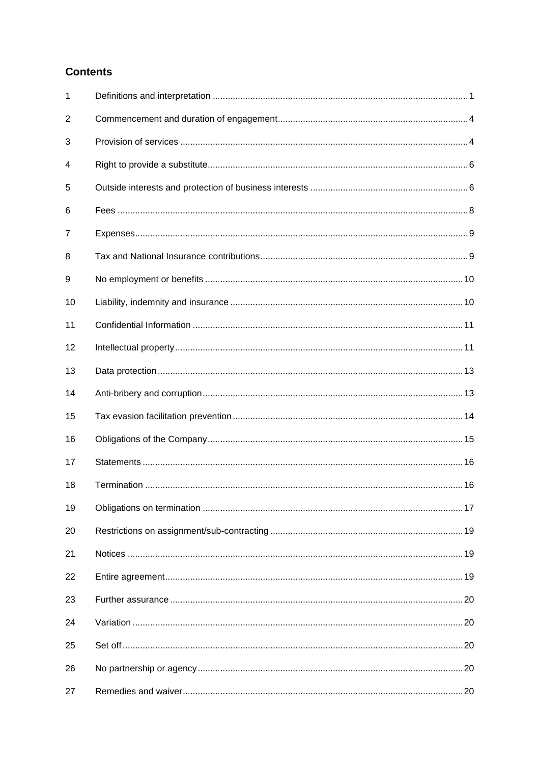## Contents

| | | |
|---|---|---|
| 1 | Definitions and interpretation | 1 |
| 2 | Commencement and duration of engagement | 4 |
| 3 | Provision of services | 4 |
| 4 | Right to provide a substitute | 6 |
| 5 | Outside interests and protection of business interests | 6 |
| 6 | Fees | 8 |
| 7 | Expenses | 9 |
| 8 | Tax and National Insurance contributions | 9 |
| 9 | No employment or benefits | 10 |
| 10 | Liability, indemnity and insurance | 10 |
| 11 | Confidential Information | 11 |
| 12 | Intellectual property | 11 |
| 13 | Data protection | 13 |
| 14 | Anti-bribery and corruption | 13 |
| 15 | Tax evasion facilitation prevention | 14 |
| 16 | Obligations of the Company | 15 |
| 17 | Statements | 16 |
| 18 | Termination | 16 |
| 19 | Obligations on termination | 17 |
| 20 | Restrictions on assignment/sub-contracting | 19 |
| 21 | Notices | 19 |
| 22 | Entire agreement | 19 |
| 23 | Further assurance | 20 |
| 24 | Variation | 20 |
| 25 | Set off | 20 |
| 26 | No partnership or agency | 20 |
| 27 | Remedies and waiver | 20 |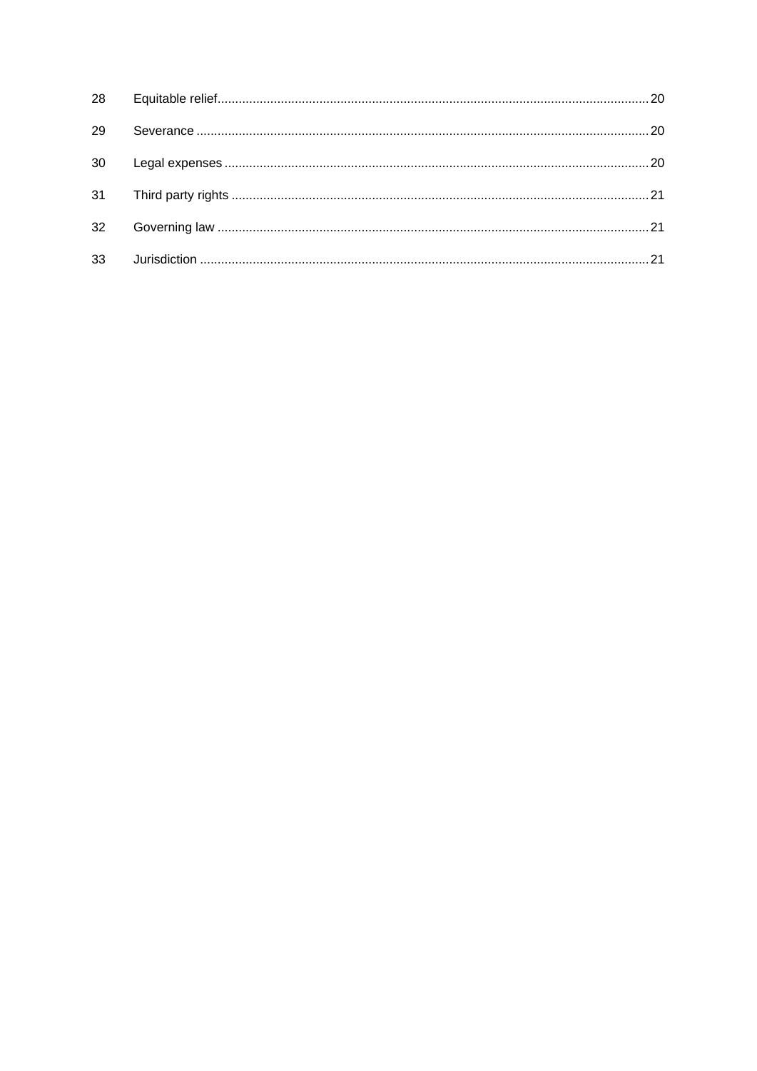| | | |
|---|---|---|
| 28 | Equitable relief | 20 |
| 29 | Severance | 20 |
| 30 | Legal expenses | 20 |
| 31 | Third party rights | 21 |
| 32 | Governing law | 21 |
| 33 | Jurisdiction | 21 |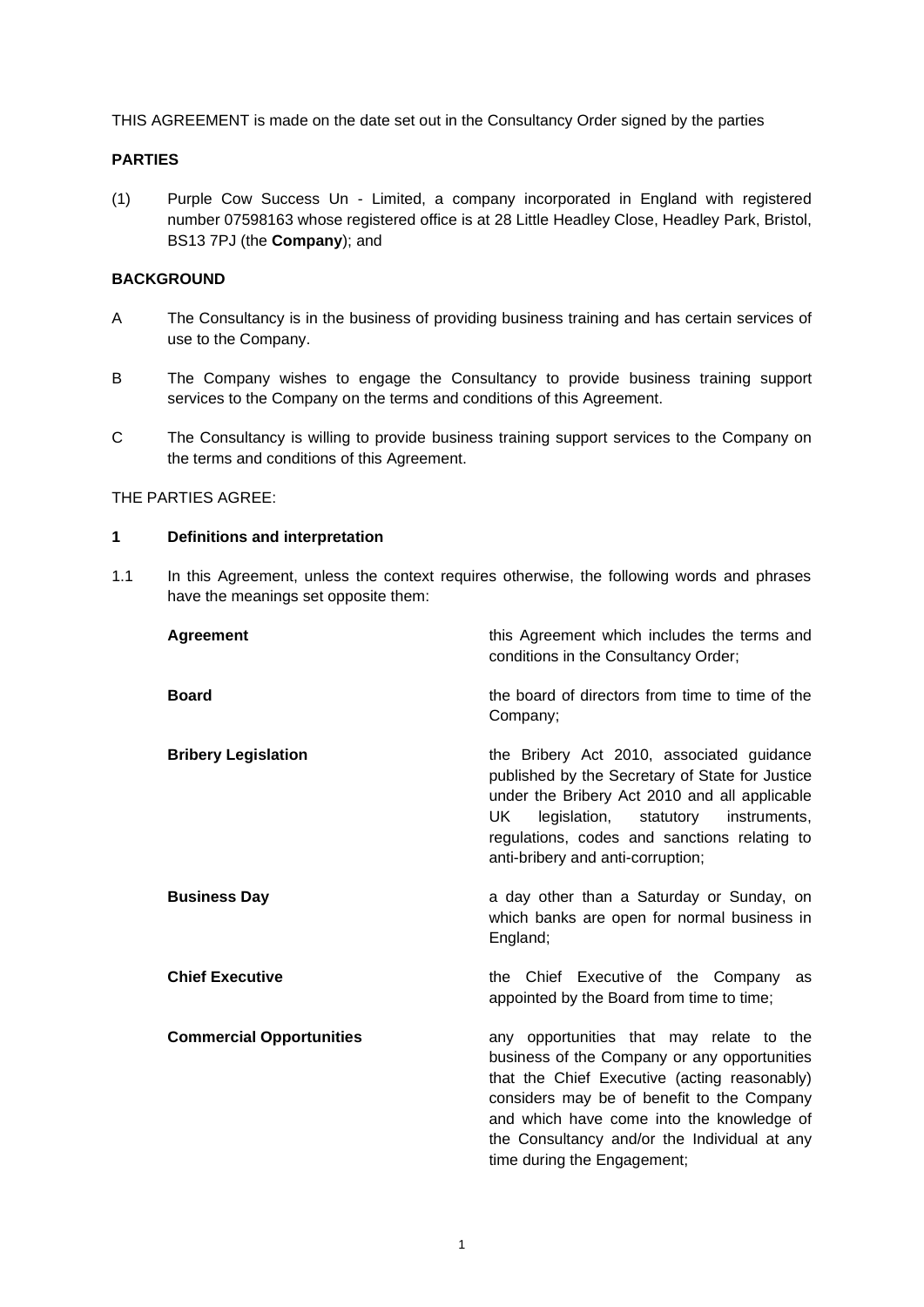THIS AGREEMENT is made on the date set out in the Consultancy Order signed by the parties

**PARTIES**

(1) Purple Cow Success Un - Limited, a company incorporated in England with registered number 07598163 whose registered office is at 28 Little Headley Close, Headley Park, Bristol, BS13 7PJ (the **Company**); and

**BACKGROUND**

A The Consultancy is in the business of providing business training and has certain services of use to the Company.

B The Company wishes to engage the Consultancy to provide business training support services to the Company on the terms and conditions of this Agreement.

C The Consultancy is willing to provide business training support services to the Company on the terms and conditions of this Agreement.

THE PARTIES AGREE:

**1 Definitions and interpretation**

1.1 In this Agreement, unless the context requires otherwise, the following words and phrases have the meanings set opposite them:

| | |
|---|---|
| **Agreement** | this Agreement which includes the terms and conditions in the Consultancy Order; |
| **Board** | the board of directors from time to time of the Company; |
| **Bribery Legislation** | the Bribery Act 2010, associated guidance published by the Secretary of State for Justice under the Bribery Act 2010 and all applicable UK legislation, statutory instruments, regulations, codes and sanctions relating to anti-bribery and anti-corruption; |
| **Business Day** | a day other than a Saturday or Sunday, on which banks are open for normal business in England; |
| **Chief Executive** | the Chief Executive of the Company as appointed by the Board from time to time; |
| **Commercial Opportunities** | any opportunities that may relate to the business of the Company or any opportunities that the Chief Executive (acting reasonably) considers may be of benefit to the Company and which have come into the knowledge of the Consultancy and/or the Individual at any time during the Engagement; |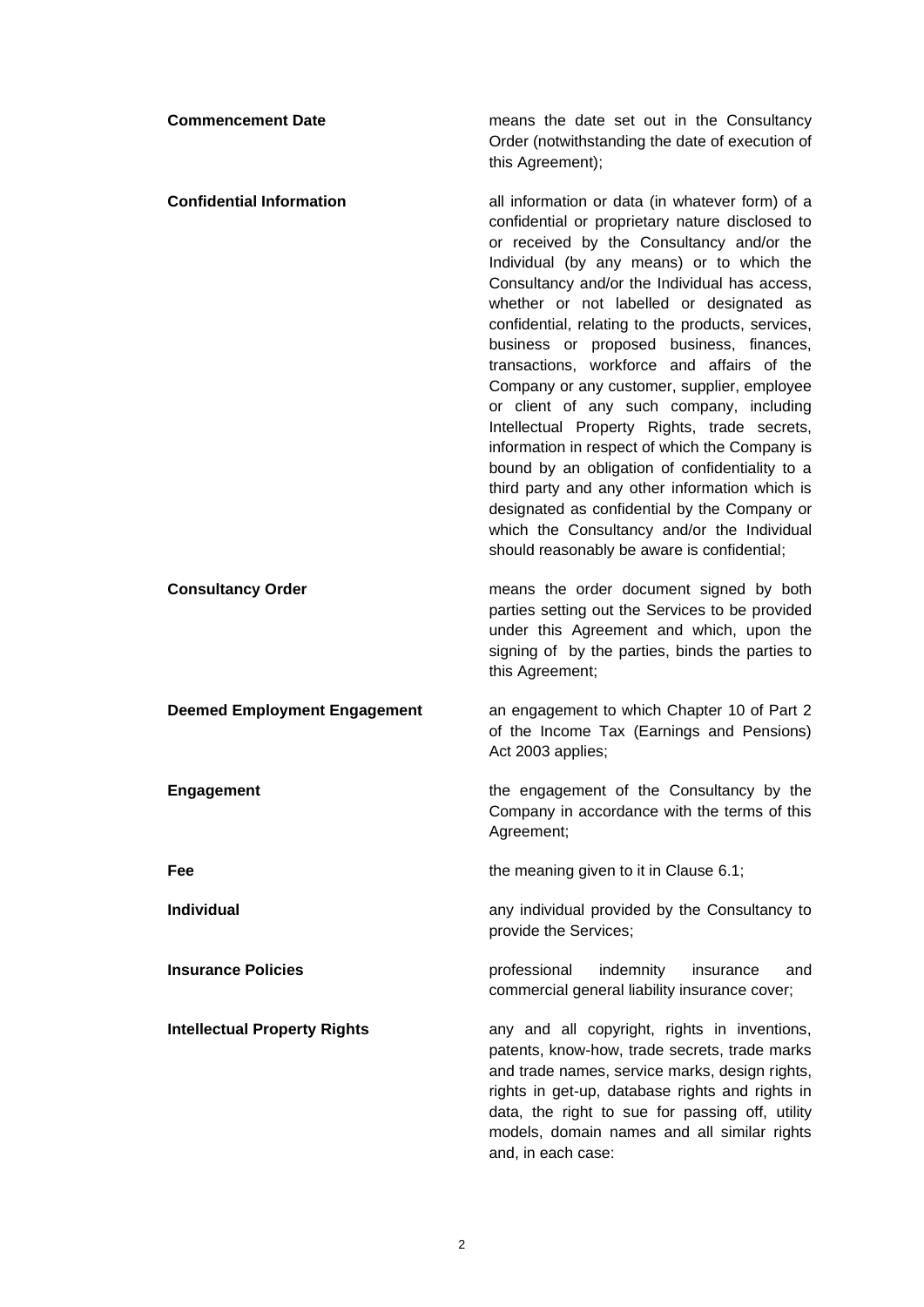**Commencement Date** means the date set out in the Consultancy Order (notwithstanding the date of execution of this Agreement);

**Confidential Information** all information or data (in whatever form) of a confidential or proprietary nature disclosed to or received by the Consultancy and/or the Individual (by any means) or to which the Consultancy and/or the Individual has access, whether or not labelled or designated as confidential, relating to the products, services, business or proposed business, finances, transactions, workforce and affairs of the Company or any customer, supplier, employee or client of any such company, including Intellectual Property Rights, trade secrets, information in respect of which the Company is bound by an obligation of confidentiality to a third party and any other information which is designated as confidential by the Company or which the Consultancy and/or the Individual should reasonably be aware is confidential;

**Consultancy Order** means the order document signed by both parties setting out the Services to be provided under this Agreement and which, upon the signing of by the parties, binds the parties to this Agreement;

**Deemed Employment Engagement** an engagement to which Chapter 10 of Part 2 of the Income Tax (Earnings and Pensions) Act 2003 applies;

**Engagement** the engagement of the Consultancy by the Company in accordance with the terms of this Agreement;

**Fee** the meaning given to it in Clause 6.1;

**Individual** any individual provided by the Consultancy to provide the Services;

**Insurance Policies** professional indemnity insurance and commercial general liability insurance cover;

**Intellectual Property Rights** any and all copyright, rights in inventions, patents, know-how, trade secrets, trade marks and trade names, service marks, design rights, rights in get-up, database rights and rights in data, the right to sue for passing off, utility models, domain names and all similar rights and, in each case: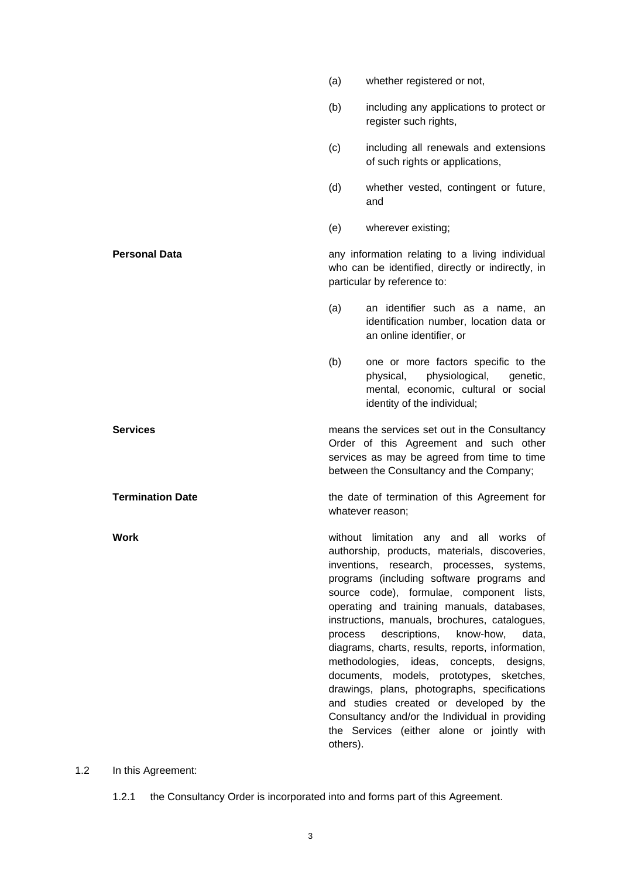(a) whether registered or not,

(b) including any applications to protect or register such rights,

(c) including all renewals and extensions of such rights or applications,

(d) whether vested, contingent or future, and

(e) wherever existing;

**Personal Data** any information relating to a living individual who can be identified, directly or indirectly, in particular by reference to:

(a) an identifier such as a name, an identification number, location data or an online identifier, or

(b) one or more factors specific to the physical, physiological, genetic, mental, economic, cultural or social identity of the individual;

**Services** means the services set out in the Consultancy Order of this Agreement and such other services as may be agreed from time to time between the Consultancy and the Company;

**Termination Date** the date of termination of this Agreement for whatever reason;

**Work** without limitation any and all works of authorship, products, materials, discoveries, inventions, research, processes, systems, programs (including software programs and source code), formulae, component lists, operating and training manuals, databases, instructions, manuals, brochures, catalogues, process descriptions, know-how, data, diagrams, charts, results, reports, information, methodologies, ideas, concepts, designs, documents, models, prototypes, sketches, drawings, plans, photographs, specifications and studies created or developed by the Consultancy and/or the Individual in providing the Services (either alone or jointly with others).

1.2 In this Agreement:

1.2.1 the Consultancy Order is incorporated into and forms part of this Agreement.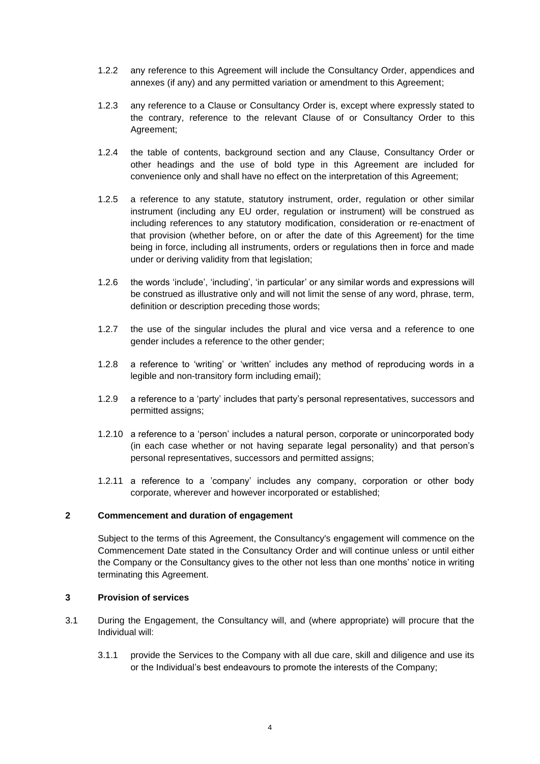1.2.2 any reference to this Agreement will include the Consultancy Order, appendices and annexes (if any) and any permitted variation or amendment to this Agreement;

1.2.3 any reference to a Clause or Consultancy Order is, except where expressly stated to the contrary, reference to the relevant Clause of or Consultancy Order to this Agreement;

1.2.4 the table of contents, background section and any Clause, Consultancy Order or other headings and the use of bold type in this Agreement are included for convenience only and shall have no effect on the interpretation of this Agreement;

1.2.5 a reference to any statute, statutory instrument, order, regulation or other similar instrument (including any EU order, regulation or instrument) will be construed as including references to any statutory modification, consideration or re-enactment of that provision (whether before, on or after the date of this Agreement) for the time being in force, including all instruments, orders or regulations then in force and made under or deriving validity from that legislation;

1.2.6 the words 'include', 'including', 'in particular' or any similar words and expressions will be construed as illustrative only and will not limit the sense of any word, phrase, term, definition or description preceding those words;

1.2.7 the use of the singular includes the plural and vice versa and a reference to one gender includes a reference to the other gender;

1.2.8 a reference to 'writing' or 'written' includes any method of reproducing words in a legible and non-transitory form including email);

1.2.9 a reference to a 'party' includes that party's personal representatives, successors and permitted assigns;

1.2.10 a reference to a 'person' includes a natural person, corporate or unincorporated body (in each case whether or not having separate legal personality) and that person's personal representatives, successors and permitted assigns;

1.2.11 a reference to a 'company' includes any company, corporation or other body corporate, wherever and however incorporated or established;

## 2 Commencement and duration of engagement

Subject to the terms of this Agreement, the Consultancy's engagement will commence on the Commencement Date stated in the Consultancy Order and will continue unless or until either the Company or the Consultancy gives to the other not less than one months' notice in writing terminating this Agreement.

## 3 Provision of services

3.1 During the Engagement, the Consultancy will, and (where appropriate) will procure that the Individual will:

3.1.1 provide the Services to the Company with all due care, skill and diligence and use its or the Individual's best endeavours to promote the interests of the Company;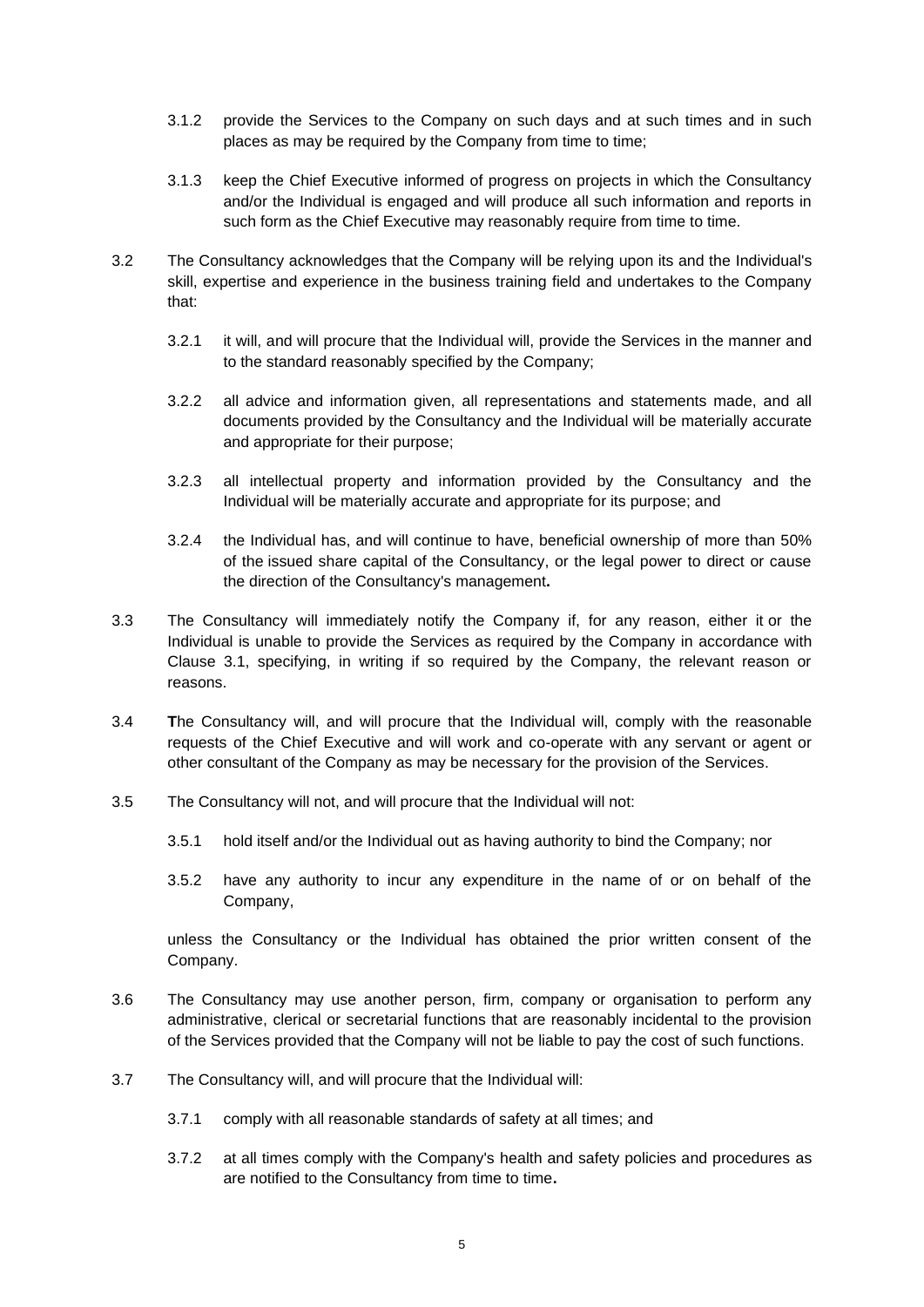3.1.2 provide the Services to the Company on such days and at such times and in such places as may be required by the Company from time to time;

3.1.3 keep the Chief Executive informed of progress on projects in which the Consultancy and/or the Individual is engaged and will produce all such information and reports in such form as the Chief Executive may reasonably require from time to time.

3.2 The Consultancy acknowledges that the Company will be relying upon its and the Individual's skill, expertise and experience in the business training field and undertakes to the Company that:

3.2.1 it will, and will procure that the Individual will, provide the Services in the manner and to the standard reasonably specified by the Company;

3.2.2 all advice and information given, all representations and statements made, and all documents provided by the Consultancy and the Individual will be materially accurate and appropriate for their purpose;

3.2.3 all intellectual property and information provided by the Consultancy and the Individual will be materially accurate and appropriate for its purpose; and

3.2.4 the Individual has, and will continue to have, beneficial ownership of more than 50% of the issued share capital of the Consultancy, or the legal power to direct or cause the direction of the Consultancy's management**.**

3.3 The Consultancy will immediately notify the Company if, for any reason, either it or the Individual is unable to provide the Services as required by the Company in accordance with Clause 3.1, specifying, in writing if so required by the Company, the relevant reason or reasons.

3.4 **T**he Consultancy will, and will procure that the Individual will, comply with the reasonable requests of the Chief Executive and will work and co-operate with any servant or agent or other consultant of the Company as may be necessary for the provision of the Services.

3.5 The Consultancy will not, and will procure that the Individual will not:

3.5.1 hold itself and/or the Individual out as having authority to bind the Company; nor

3.5.2 have any authority to incur any expenditure in the name of or on behalf of the Company,

unless the Consultancy or the Individual has obtained the prior written consent of the Company.

3.6 The Consultancy may use another person, firm, company or organisation to perform any administrative, clerical or secretarial functions that are reasonably incidental to the provision of the Services provided that the Company will not be liable to pay the cost of such functions.

3.7 The Consultancy will, and will procure that the Individual will:

3.7.1 comply with all reasonable standards of safety at all times; and

3.7.2 at all times comply with the Company's health and safety policies and procedures as are notified to the Consultancy from time to time**.**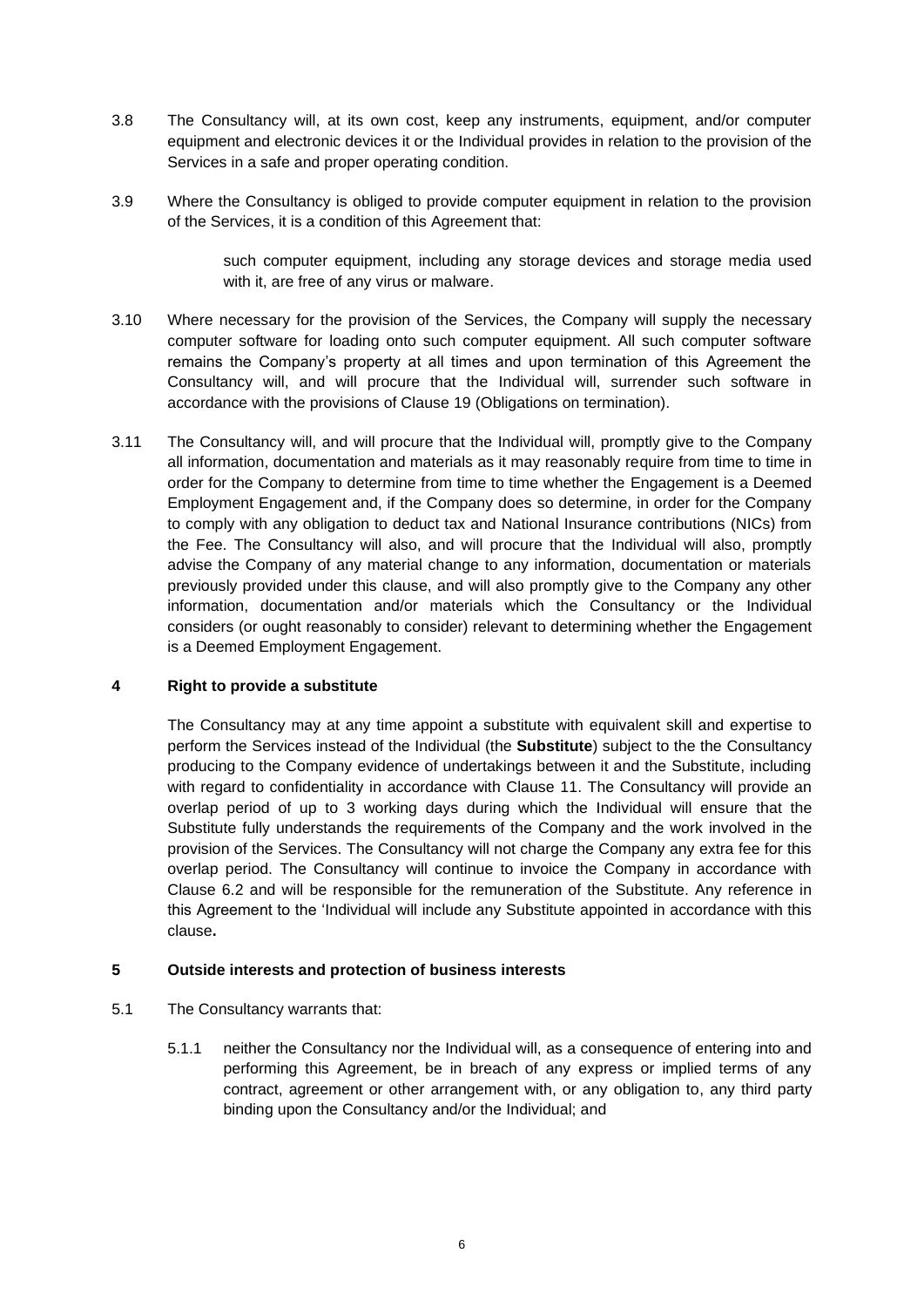3.8 The Consultancy will, at its own cost, keep any instruments, equipment, and/or computer equipment and electronic devices it or the Individual provides in relation to the provision of the Services in a safe and proper operating condition.

3.9 Where the Consultancy is obliged to provide computer equipment in relation to the provision of the Services, it is a condition of this Agreement that:

> such computer equipment, including any storage devices and storage media used with it, are free of any virus or malware.

3.10 Where necessary for the provision of the Services, the Company will supply the necessary computer software for loading onto such computer equipment. All such computer software remains the Company's property at all times and upon termination of this Agreement the Consultancy will, and will procure that the Individual will, surrender such software in accordance with the provisions of Clause 19 (Obligations on termination).

3.11 The Consultancy will, and will procure that the Individual will, promptly give to the Company all information, documentation and materials as it may reasonably require from time to time in order for the Company to determine from time to time whether the Engagement is a Deemed Employment Engagement and, if the Company does so determine, in order for the Company to comply with any obligation to deduct tax and National Insurance contributions (NICs) from the Fee. The Consultancy will also, and will procure that the Individual will also, promptly advise the Company of any material change to any information, documentation or materials previously provided under this clause, and will also promptly give to the Company any other information, documentation and/or materials which the Consultancy or the Individual considers (or ought reasonably to consider) relevant to determining whether the Engagement is a Deemed Employment Engagement.

## 4 Right to provide a substitute

The Consultancy may at any time appoint a substitute with equivalent skill and expertise to perform the Services instead of the Individual (the **Substitute**) subject to the the Consultancy producing to the Company evidence of undertakings between it and the Substitute, including with regard to confidentiality in accordance with Clause 11. The Consultancy will provide an overlap period of up to 3 working days during which the Individual will ensure that the Substitute fully understands the requirements of the Company and the work involved in the provision of the Services. The Consultancy will not charge the Company any extra fee for this overlap period. The Consultancy will continue to invoice the Company in accordance with Clause 6.2 and will be responsible for the remuneration of the Substitute. Any reference in this Agreement to the 'Individual will include any Substitute appointed in accordance with this clause**.**

## 5 Outside interests and protection of business interests

5.1 The Consultancy warrants that:

5.1.1 neither the Consultancy nor the Individual will, as a consequence of entering into and performing this Agreement, be in breach of any express or implied terms of any contract, agreement or other arrangement with, or any obligation to, any third party binding upon the Consultancy and/or the Individual; and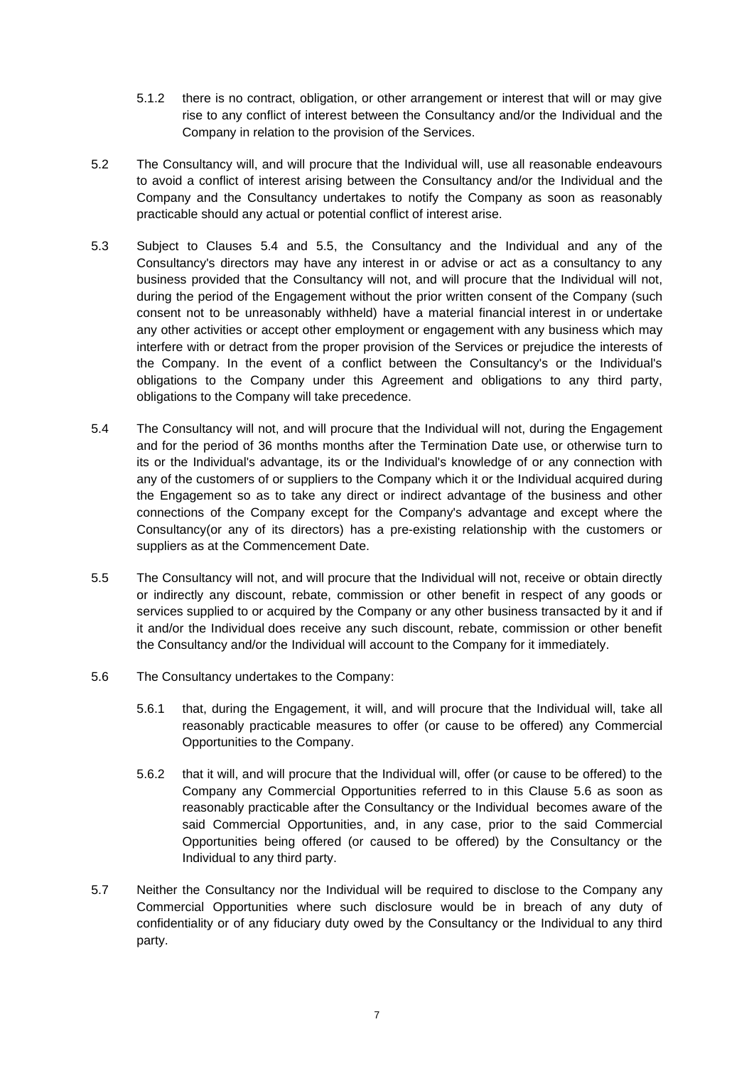5.1.2 there is no contract, obligation, or other arrangement or interest that will or may give rise to any conflict of interest between the Consultancy and/or the Individual and the Company in relation to the provision of the Services.

5.2 The Consultancy will, and will procure that the Individual will, use all reasonable endeavours to avoid a conflict of interest arising between the Consultancy and/or the Individual and the Company and the Consultancy undertakes to notify the Company as soon as reasonably practicable should any actual or potential conflict of interest arise.

5.3 Subject to Clauses 5.4 and 5.5, the Consultancy and the Individual and any of the Consultancy's directors may have any interest in or advise or act as a consultancy to any business provided that the Consultancy will not, and will procure that the Individual will not, during the period of the Engagement without the prior written consent of the Company (such consent not to be unreasonably withheld) have a material financial interest in or undertake any other activities or accept other employment or engagement with any business which may interfere with or detract from the proper provision of the Services or prejudice the interests of the Company. In the event of a conflict between the Consultancy's or the Individual's obligations to the Company under this Agreement and obligations to any third party, obligations to the Company will take precedence.

5.4 The Consultancy will not, and will procure that the Individual will not, during the Engagement and for the period of 36 months months after the Termination Date use, or otherwise turn to its or the Individual's advantage, its or the Individual's knowledge of or any connection with any of the customers of or suppliers to the Company which it or the Individual acquired during the Engagement so as to take any direct or indirect advantage of the business and other connections of the Company except for the Company's advantage and except where the Consultancy(or any of its directors) has a pre-existing relationship with the customers or suppliers as at the Commencement Date.

5.5 The Consultancy will not, and will procure that the Individual will not, receive or obtain directly or indirectly any discount, rebate, commission or other benefit in respect of any goods or services supplied to or acquired by the Company or any other business transacted by it and if it and/or the Individual does receive any such discount, rebate, commission or other benefit the Consultancy and/or the Individual will account to the Company for it immediately.

5.6 The Consultancy undertakes to the Company:

5.6.1 that, during the Engagement, it will, and will procure that the Individual will, take all reasonably practicable measures to offer (or cause to be offered) any Commercial Opportunities to the Company.

5.6.2 that it will, and will procure that the Individual will, offer (or cause to be offered) to the Company any Commercial Opportunities referred to in this Clause 5.6 as soon as reasonably practicable after the Consultancy or the Individual becomes aware of the said Commercial Opportunities, and, in any case, prior to the said Commercial Opportunities being offered (or caused to be offered) by the Consultancy or the Individual to any third party.

5.7 Neither the Consultancy nor the Individual will be required to disclose to the Company any Commercial Opportunities where such disclosure would be in breach of any duty of confidentiality or of any fiduciary duty owed by the Consultancy or the Individual to any third party.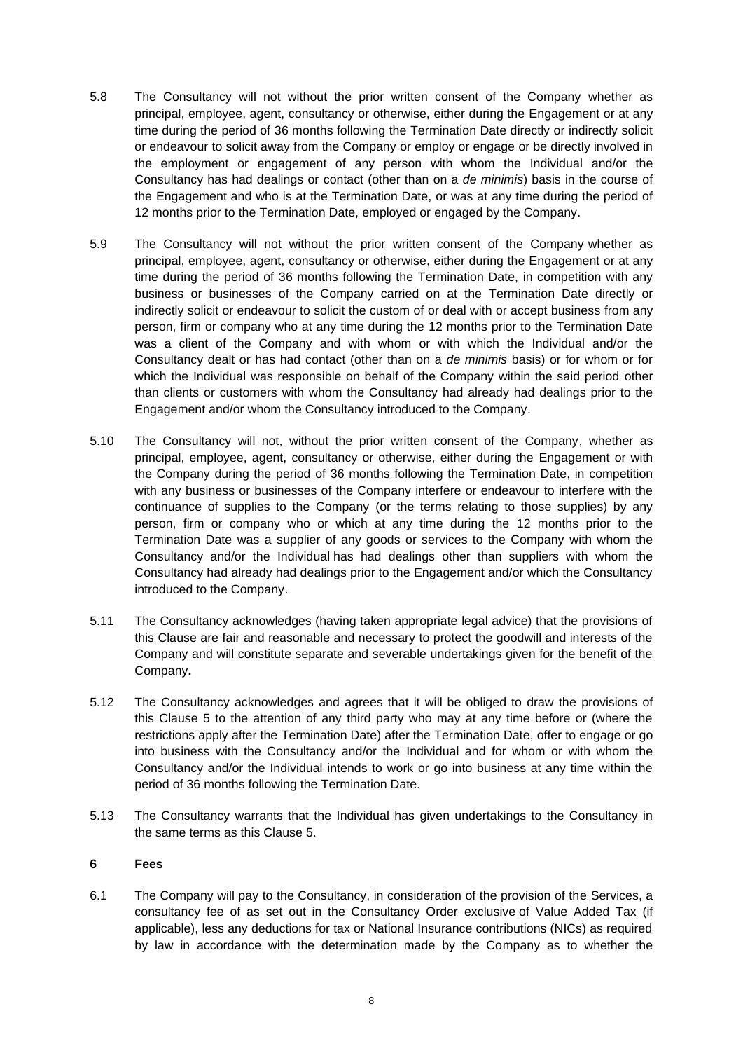5.8 The Consultancy will not without the prior written consent of the Company whether as principal, employee, agent, consultancy or otherwise, either during the Engagement or at any time during the period of 36 months following the Termination Date directly or indirectly solicit or endeavour to solicit away from the Company or employ or engage or be directly involved in the employment or engagement of any person with whom the Individual and/or the Consultancy has had dealings or contact (other than on a *de minimis*) basis in the course of the Engagement and who is at the Termination Date, or was at any time during the period of 12 months prior to the Termination Date, employed or engaged by the Company.

5.9 The Consultancy will not without the prior written consent of the Company whether as principal, employee, agent, consultancy or otherwise, either during the Engagement or at any time during the period of 36 months following the Termination Date, in competition with any business or businesses of the Company carried on at the Termination Date directly or indirectly solicit or endeavour to solicit the custom of or deal with or accept business from any person, firm or company who at any time during the 12 months prior to the Termination Date was a client of the Company and with whom or with which the Individual and/or the Consultancy dealt or has had contact (other than on a *de minimis* basis) or for whom or for which the Individual was responsible on behalf of the Company within the said period other than clients or customers with whom the Consultancy had already had dealings prior to the Engagement and/or whom the Consultancy introduced to the Company.

5.10 The Consultancy will not, without the prior written consent of the Company, whether as principal, employee, agent, consultancy or otherwise, either during the Engagement or with the Company during the period of 36 months following the Termination Date, in competition with any business or businesses of the Company interfere or endeavour to interfere with the continuance of supplies to the Company (or the terms relating to those supplies) by any person, firm or company who or which at any time during the 12 months prior to the Termination Date was a supplier of any goods or services to the Company with whom the Consultancy and/or the Individual has had dealings other than suppliers with whom the Consultancy had already had dealings prior to the Engagement and/or which the Consultancy introduced to the Company.

5.11 The Consultancy acknowledges (having taken appropriate legal advice) that the provisions of this Clause are fair and reasonable and necessary to protect the goodwill and interests of the Company and will constitute separate and severable undertakings given for the benefit of the Company**.**

5.12 The Consultancy acknowledges and agrees that it will be obliged to draw the provisions of this Clause 5 to the attention of any third party who may at any time before or (where the restrictions apply after the Termination Date) after the Termination Date, offer to engage or go into business with the Consultancy and/or the Individual and for whom or with whom the Consultancy and/or the Individual intends to work or go into business at any time within the period of 36 months following the Termination Date.

5.13 The Consultancy warrants that the Individual has given undertakings to the Consultancy in the same terms as this Clause 5.

**6 Fees**

6.1 The Company will pay to the Consultancy, in consideration of the provision of the Services, a consultancy fee of as set out in the Consultancy Order exclusive of Value Added Tax (if applicable), less any deductions for tax or National Insurance contributions (NICs) as required by law in accordance with the determination made by the Company as to whether the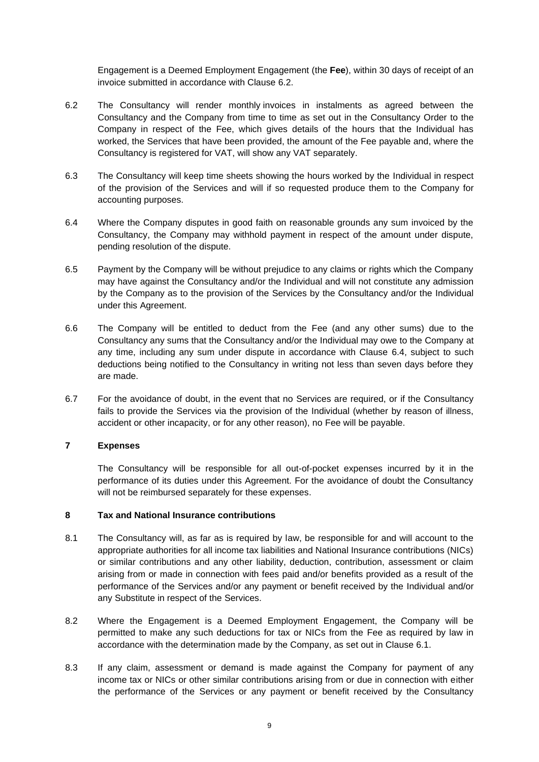Engagement is a Deemed Employment Engagement (the **Fee**), within 30 days of receipt of an invoice submitted in accordance with Clause 6.2.

6.2 The Consultancy will render monthly invoices in instalments as agreed between the Consultancy and the Company from time to time as set out in the Consultancy Order to the Company in respect of the Fee, which gives details of the hours that the Individual has worked, the Services that have been provided, the amount of the Fee payable and, where the Consultancy is registered for VAT, will show any VAT separately.

6.3 The Consultancy will keep time sheets showing the hours worked by the Individual in respect of the provision of the Services and will if so requested produce them to the Company for accounting purposes.

6.4 Where the Company disputes in good faith on reasonable grounds any sum invoiced by the Consultancy, the Company may withhold payment in respect of the amount under dispute, pending resolution of the dispute.

6.5 Payment by the Company will be without prejudice to any claims or rights which the Company may have against the Consultancy and/or the Individual and will not constitute any admission by the Company as to the provision of the Services by the Consultancy and/or the Individual under this Agreement.

6.6 The Company will be entitled to deduct from the Fee (and any other sums) due to the Consultancy any sums that the Consultancy and/or the Individual may owe to the Company at any time, including any sum under dispute in accordance with Clause 6.4, subject to such deductions being notified to the Consultancy in writing not less than seven days before they are made.

6.7 For the avoidance of doubt, in the event that no Services are required, or if the Consultancy fails to provide the Services via the provision of the Individual (whether by reason of illness, accident or other incapacity, or for any other reason), no Fee will be payable.

## 7 Expenses

The Consultancy will be responsible for all out-of-pocket expenses incurred by it in the performance of its duties under this Agreement. For the avoidance of doubt the Consultancy will not be reimbursed separately for these expenses.

## 8 Tax and National Insurance contributions

8.1 The Consultancy will, as far as is required by law, be responsible for and will account to the appropriate authorities for all income tax liabilities and National Insurance contributions (NICs) or similar contributions and any other liability, deduction, contribution, assessment or claim arising from or made in connection with fees paid and/or benefits provided as a result of the performance of the Services and/or any payment or benefit received by the Individual and/or any Substitute in respect of the Services.

8.2 Where the Engagement is a Deemed Employment Engagement, the Company will be permitted to make any such deductions for tax or NICs from the Fee as required by law in accordance with the determination made by the Company, as set out in Clause 6.1.

8.3 If any claim, assessment or demand is made against the Company for payment of any income tax or NICs or other similar contributions arising from or due in connection with either the performance of the Services or any payment or benefit received by the Consultancy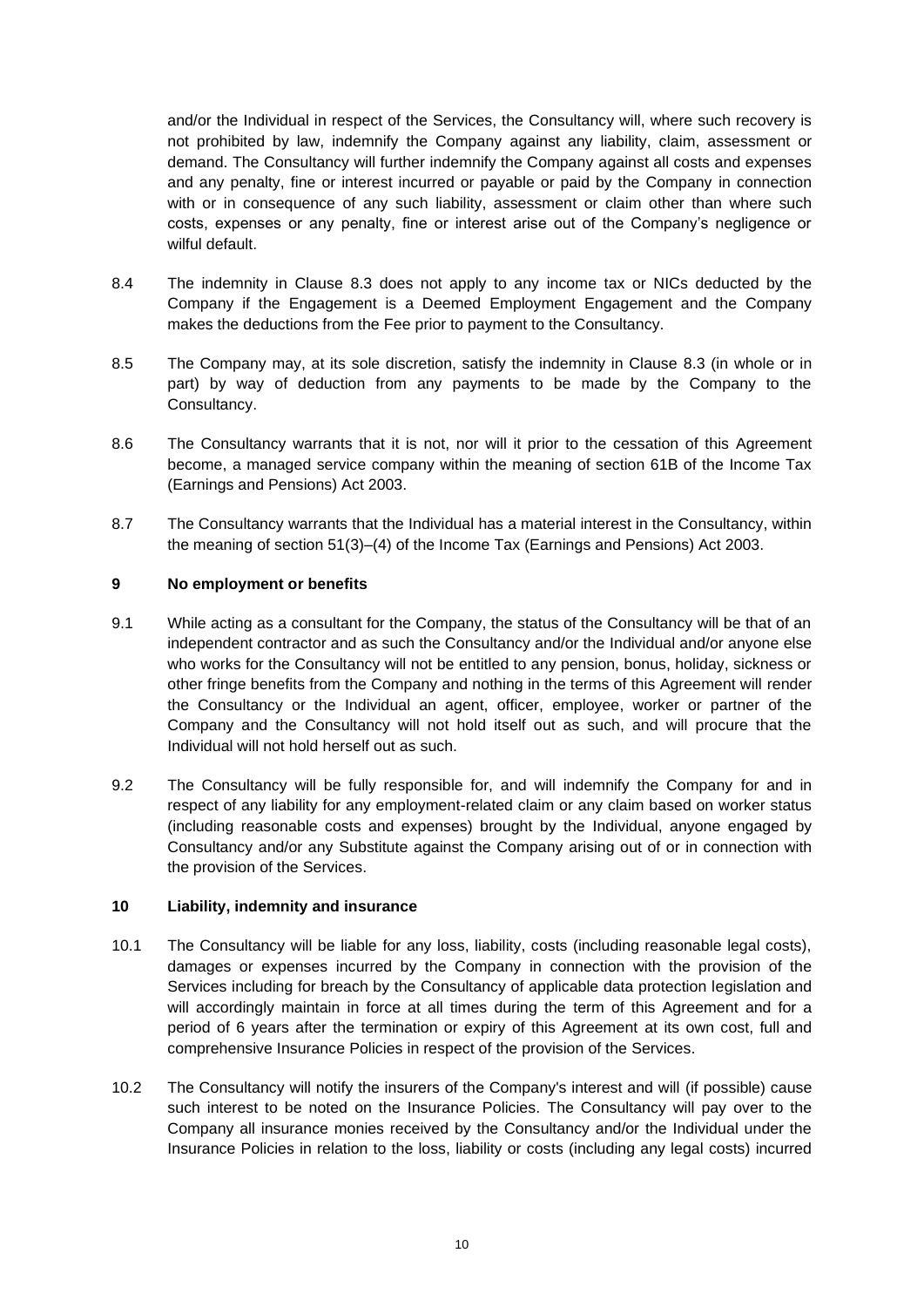and/or the Individual in respect of the Services, the Consultancy will, where such recovery is not prohibited by law, indemnify the Company against any liability, claim, assessment or demand. The Consultancy will further indemnify the Company against all costs and expenses and any penalty, fine or interest incurred or payable or paid by the Company in connection with or in consequence of any such liability, assessment or claim other than where such costs, expenses or any penalty, fine or interest arise out of the Company's negligence or wilful default.

8.4 The indemnity in Clause 8.3 does not apply to any income tax or NICs deducted by the Company if the Engagement is a Deemed Employment Engagement and the Company makes the deductions from the Fee prior to payment to the Consultancy.

8.5 The Company may, at its sole discretion, satisfy the indemnity in Clause 8.3 (in whole or in part) by way of deduction from any payments to be made by the Company to the Consultancy.

8.6 The Consultancy warrants that it is not, nor will it prior to the cessation of this Agreement become, a managed service company within the meaning of section 61B of the Income Tax (Earnings and Pensions) Act 2003.

8.7 The Consultancy warrants that the Individual has a material interest in the Consultancy, within the meaning of section 51(3)–(4) of the Income Tax (Earnings and Pensions) Act 2003.

**9 No employment or benefits**

9.1 While acting as a consultant for the Company, the status of the Consultancy will be that of an independent contractor and as such the Consultancy and/or the Individual and/or anyone else who works for the Consultancy will not be entitled to any pension, bonus, holiday, sickness or other fringe benefits from the Company and nothing in the terms of this Agreement will render the Consultancy or the Individual an agent, officer, employee, worker or partner of the Company and the Consultancy will not hold itself out as such, and will procure that the Individual will not hold herself out as such.

9.2 The Consultancy will be fully responsible for, and will indemnify the Company for and in respect of any liability for any employment-related claim or any claim based on worker status (including reasonable costs and expenses) brought by the Individual, anyone engaged by Consultancy and/or any Substitute against the Company arising out of or in connection with the provision of the Services.

**10 Liability, indemnity and insurance**

10.1 The Consultancy will be liable for any loss, liability, costs (including reasonable legal costs), damages or expenses incurred by the Company in connection with the provision of the Services including for breach by the Consultancy of applicable data protection legislation and will accordingly maintain in force at all times during the term of this Agreement and for a period of 6 years after the termination or expiry of this Agreement at its own cost, full and comprehensive Insurance Policies in respect of the provision of the Services.

10.2 The Consultancy will notify the insurers of the Company's interest and will (if possible) cause such interest to be noted on the Insurance Policies. The Consultancy will pay over to the Company all insurance monies received by the Consultancy and/or the Individual under the Insurance Policies in relation to the loss, liability or costs (including any legal costs) incurred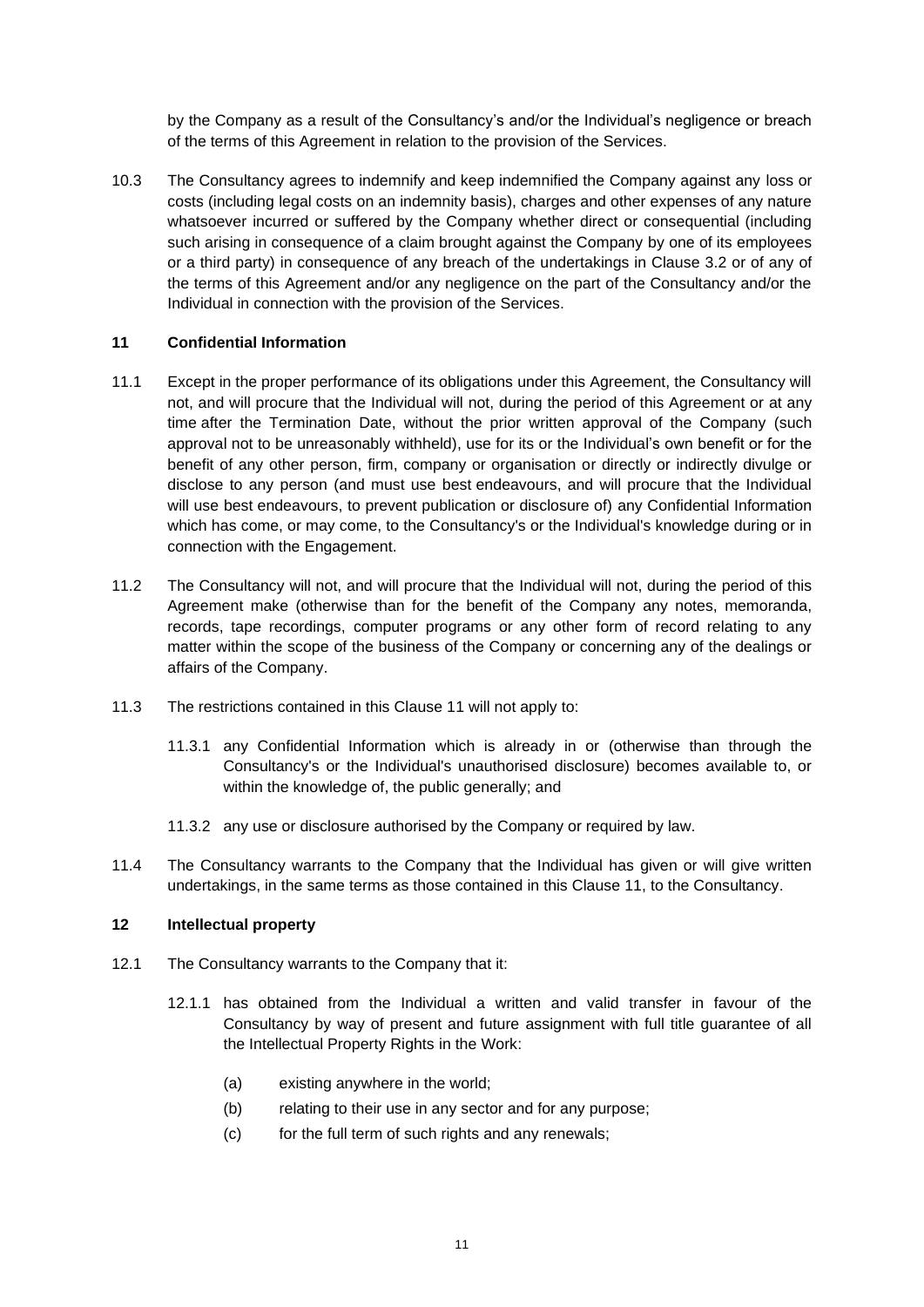by the Company as a result of the Consultancy's and/or the Individual's negligence or breach of the terms of this Agreement in relation to the provision of the Services.

10.3 The Consultancy agrees to indemnify and keep indemnified the Company against any loss or costs (including legal costs on an indemnity basis), charges and other expenses of any nature whatsoever incurred or suffered by the Company whether direct or consequential (including such arising in consequence of a claim brought against the Company by one of its employees or a third party) in consequence of any breach of the undertakings in Clause 3.2 or of any of the terms of this Agreement and/or any negligence on the part of the Consultancy and/or the Individual in connection with the provision of the Services.

## 11 Confidential Information

11.1 Except in the proper performance of its obligations under this Agreement, the Consultancy will not, and will procure that the Individual will not, during the period of this Agreement or at any time after the Termination Date, without the prior written approval of the Company (such approval not to be unreasonably withheld), use for its or the Individual's own benefit or for the benefit of any other person, firm, company or organisation or directly or indirectly divulge or disclose to any person (and must use best endeavours, and will procure that the Individual will use best endeavours, to prevent publication or disclosure of) any Confidential Information which has come, or may come, to the Consultancy's or the Individual's knowledge during or in connection with the Engagement.

11.2 The Consultancy will not, and will procure that the Individual will not, during the period of this Agreement make (otherwise than for the benefit of the Company any notes, memoranda, records, tape recordings, computer programs or any other form of record relating to any matter within the scope of the business of the Company or concerning any of the dealings or affairs of the Company.

11.3 The restrictions contained in this Clause 11 will not apply to:

11.3.1 any Confidential Information which is already in or (otherwise than through the Consultancy's or the Individual's unauthorised disclosure) becomes available to, or within the knowledge of, the public generally; and

11.3.2 any use or disclosure authorised by the Company or required by law.

11.4 The Consultancy warrants to the Company that the Individual has given or will give written undertakings, in the same terms as those contained in this Clause 11, to the Consultancy.

## 12 Intellectual property

12.1 The Consultancy warrants to the Company that it:

12.1.1 has obtained from the Individual a written and valid transfer in favour of the Consultancy by way of present and future assignment with full title guarantee of all the Intellectual Property Rights in the Work:

(a) existing anywhere in the world;

(b) relating to their use in any sector and for any purpose;

(c) for the full term of such rights and any renewals;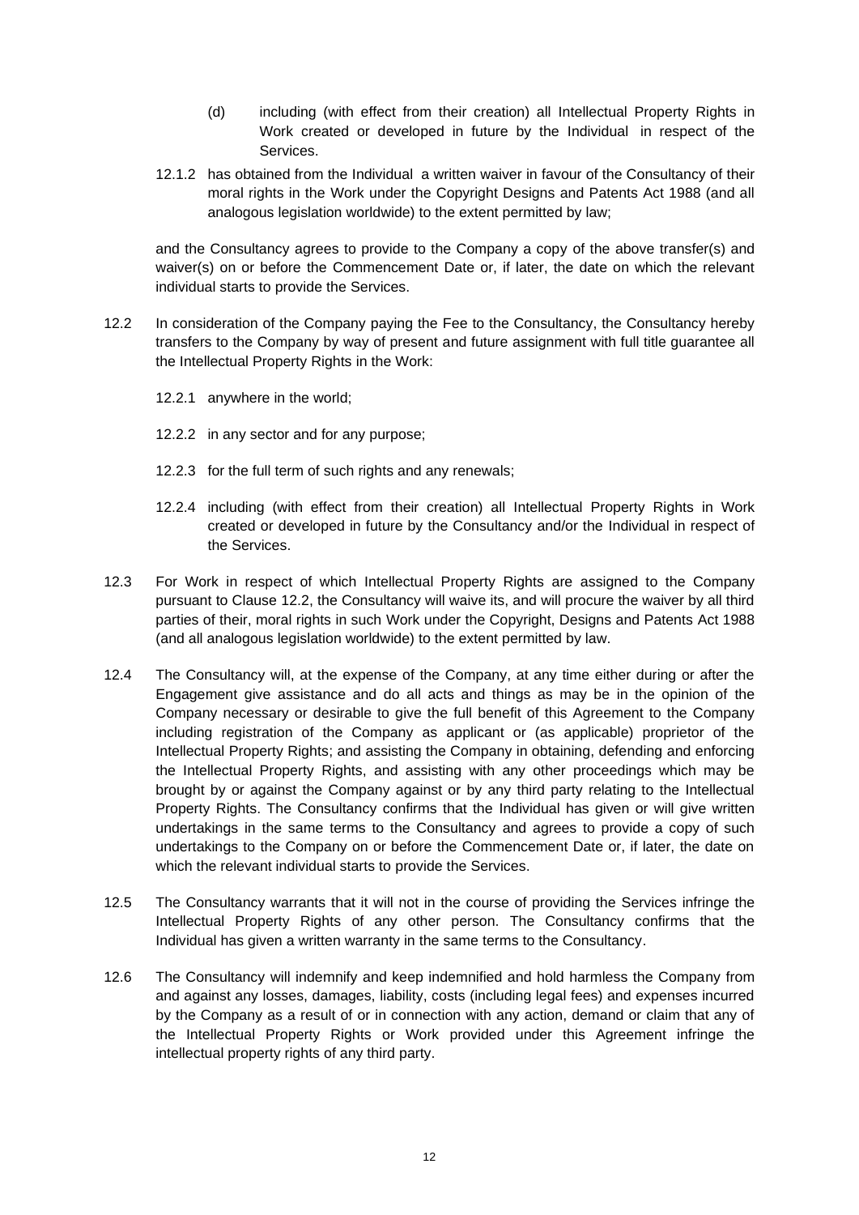(d) including (with effect from their creation) all Intellectual Property Rights in Work created or developed in future by the Individual in respect of the Services.

12.1.2 has obtained from the Individual a written waiver in favour of the Consultancy of their moral rights in the Work under the Copyright Designs and Patents Act 1988 (and all analogous legislation worldwide) to the extent permitted by law;

and the Consultancy agrees to provide to the Company a copy of the above transfer(s) and waiver(s) on or before the Commencement Date or, if later, the date on which the relevant individual starts to provide the Services.

12.2 In consideration of the Company paying the Fee to the Consultancy, the Consultancy hereby transfers to the Company by way of present and future assignment with full title guarantee all the Intellectual Property Rights in the Work:

12.2.1 anywhere in the world;

12.2.2 in any sector and for any purpose;

12.2.3 for the full term of such rights and any renewals;

12.2.4 including (with effect from their creation) all Intellectual Property Rights in Work created or developed in future by the Consultancy and/or the Individual in respect of the Services.

12.3 For Work in respect of which Intellectual Property Rights are assigned to the Company pursuant to Clause 12.2, the Consultancy will waive its, and will procure the waiver by all third parties of their, moral rights in such Work under the Copyright, Designs and Patents Act 1988 (and all analogous legislation worldwide) to the extent permitted by law.

12.4 The Consultancy will, at the expense of the Company, at any time either during or after the Engagement give assistance and do all acts and things as may be in the opinion of the Company necessary or desirable to give the full benefit of this Agreement to the Company including registration of the Company as applicant or (as applicable) proprietor of the Intellectual Property Rights; and assisting the Company in obtaining, defending and enforcing the Intellectual Property Rights, and assisting with any other proceedings which may be brought by or against the Company against or by any third party relating to the Intellectual Property Rights. The Consultancy confirms that the Individual has given or will give written undertakings in the same terms to the Consultancy and agrees to provide a copy of such undertakings to the Company on or before the Commencement Date or, if later, the date on which the relevant individual starts to provide the Services.

12.5 The Consultancy warrants that it will not in the course of providing the Services infringe the Intellectual Property Rights of any other person. The Consultancy confirms that the Individual has given a written warranty in the same terms to the Consultancy.

12.6 The Consultancy will indemnify and keep indemnified and hold harmless the Company from and against any losses, damages, liability, costs (including legal fees) and expenses incurred by the Company as a result of or in connection with any action, demand or claim that any of the Intellectual Property Rights or Work provided under this Agreement infringe the intellectual property rights of any third party.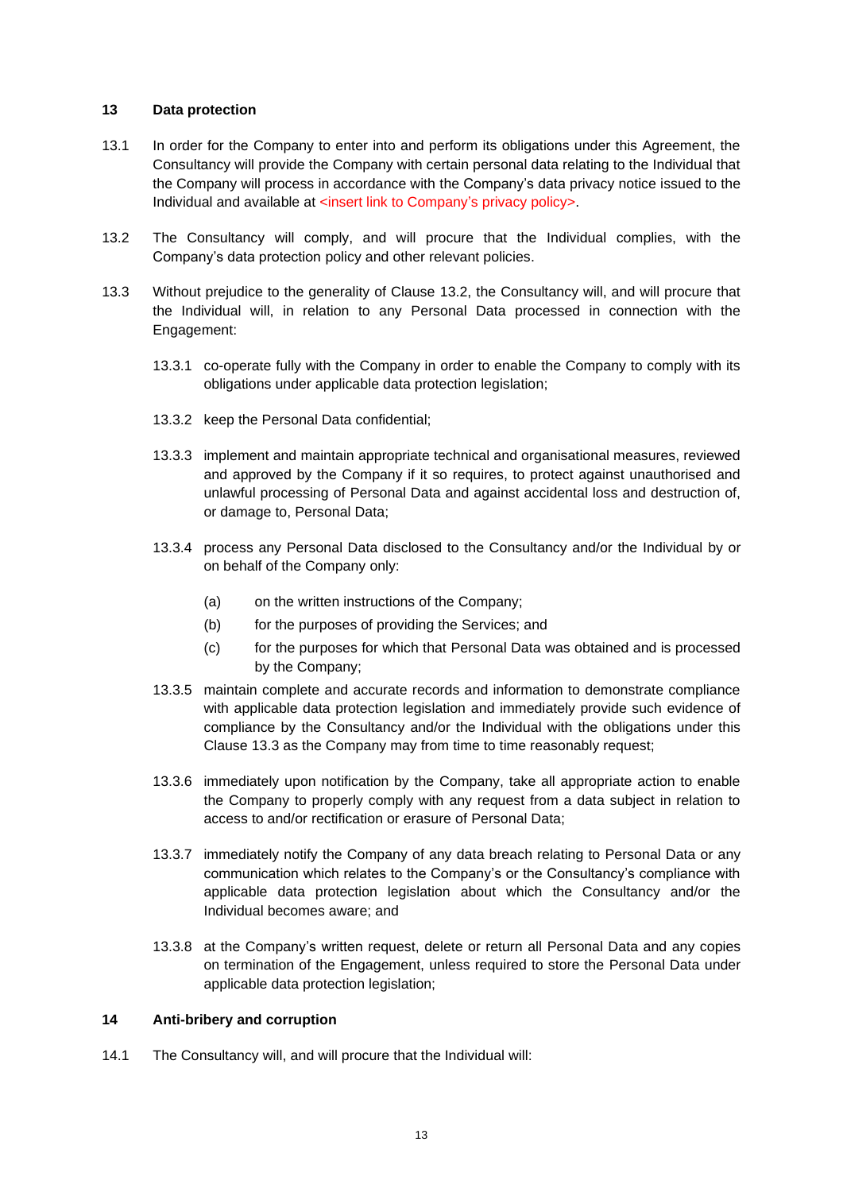## 13 Data protection

13.1 In order for the Company to enter into and perform its obligations under this Agreement, the Consultancy will provide the Company with certain personal data relating to the Individual that the Company will process in accordance with the Company's data privacy notice issued to the Individual and available at <insert link to Company's privacy policy>.

13.2 The Consultancy will comply, and will procure that the Individual complies, with the Company's data protection policy and other relevant policies.

13.3 Without prejudice to the generality of Clause 13.2, the Consultancy will, and will procure that the Individual will, in relation to any Personal Data processed in connection with the Engagement:

13.3.1 co-operate fully with the Company in order to enable the Company to comply with its obligations under applicable data protection legislation;

13.3.2 keep the Personal Data confidential;

13.3.3 implement and maintain appropriate technical and organisational measures, reviewed and approved by the Company if it so requires, to protect against unauthorised and unlawful processing of Personal Data and against accidental loss and destruction of, or damage to, Personal Data;

13.3.4 process any Personal Data disclosed to the Consultancy and/or the Individual by or on behalf of the Company only:

(a) on the written instructions of the Company;

(b) for the purposes of providing the Services; and

(c) for the purposes for which that Personal Data was obtained and is processed by the Company;

13.3.5 maintain complete and accurate records and information to demonstrate compliance with applicable data protection legislation and immediately provide such evidence of compliance by the Consultancy and/or the Individual with the obligations under this Clause 13.3 as the Company may from time to time reasonably request;

13.3.6 immediately upon notification by the Company, take all appropriate action to enable the Company to properly comply with any request from a data subject in relation to access to and/or rectification or erasure of Personal Data;

13.3.7 immediately notify the Company of any data breach relating to Personal Data or any communication which relates to the Company's or the Consultancy's compliance with applicable data protection legislation about which the Consultancy and/or the Individual becomes aware; and

13.3.8 at the Company's written request, delete or return all Personal Data and any copies on termination of the Engagement, unless required to store the Personal Data under applicable data protection legislation;

## 14 Anti-bribery and corruption

14.1 The Consultancy will, and will procure that the Individual will: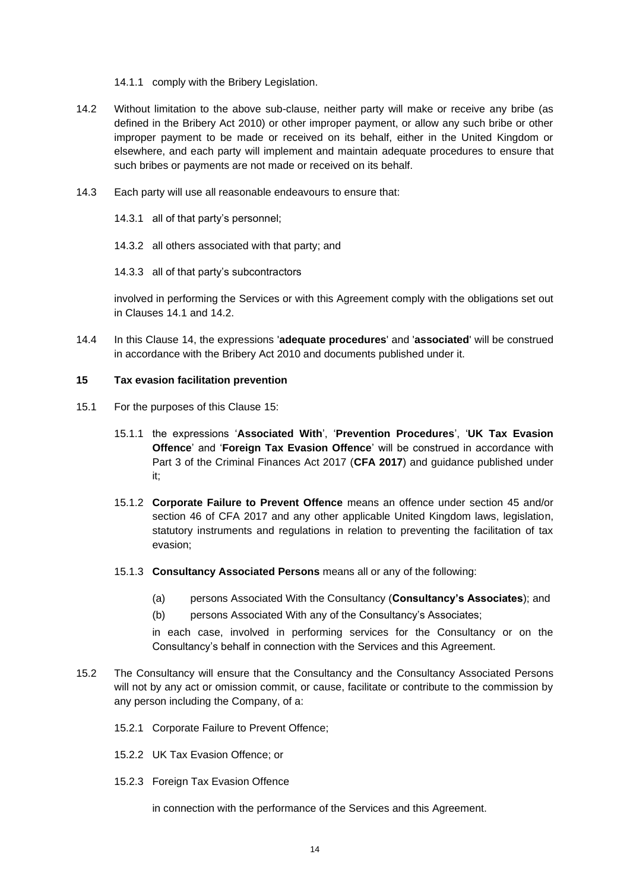14.1.1 comply with the Bribery Legislation.

14.2 Without limitation to the above sub-clause, neither party will make or receive any bribe (as defined in the Bribery Act 2010) or other improper payment, or allow any such bribe or other improper payment to be made or received on its behalf, either in the United Kingdom or elsewhere, and each party will implement and maintain adequate procedures to ensure that such bribes or payments are not made or received on its behalf.

14.3 Each party will use all reasonable endeavours to ensure that:

14.3.1 all of that party's personnel;

14.3.2 all others associated with that party; and

14.3.3 all of that party's subcontractors

involved in performing the Services or with this Agreement comply with the obligations set out in Clauses 14.1 and 14.2.

14.4 In this Clause 14, the expressions '**adequate procedures**' and '**associated**' will be construed in accordance with the Bribery Act 2010 and documents published under it.

## 15 Tax evasion facilitation prevention

15.1 For the purposes of this Clause 15:

15.1.1 the expressions '**Associated With**', '**Prevention Procedures**', '**UK Tax Evasion Offence**' and '**Foreign Tax Evasion Offence**' will be construed in accordance with Part 3 of the Criminal Finances Act 2017 (**CFA 2017**) and guidance published under it;

15.1.2 **Corporate Failure to Prevent Offence** means an offence under section 45 and/or section 46 of CFA 2017 and any other applicable United Kingdom laws, legislation, statutory instruments and regulations in relation to preventing the facilitation of tax evasion;

15.1.3 **Consultancy Associated Persons** means all or any of the following:

(a) persons Associated With the Consultancy (**Consultancy's Associates**); and

(b) persons Associated With any of the Consultancy's Associates;

in each case, involved in performing services for the Consultancy or on the Consultancy's behalf in connection with the Services and this Agreement.

15.2 The Consultancy will ensure that the Consultancy and the Consultancy Associated Persons will not by any act or omission commit, or cause, facilitate or contribute to the commission by any person including the Company, of a:

15.2.1 Corporate Failure to Prevent Offence;

15.2.2 UK Tax Evasion Offence; or

15.2.3 Foreign Tax Evasion Offence

in connection with the performance of the Services and this Agreement.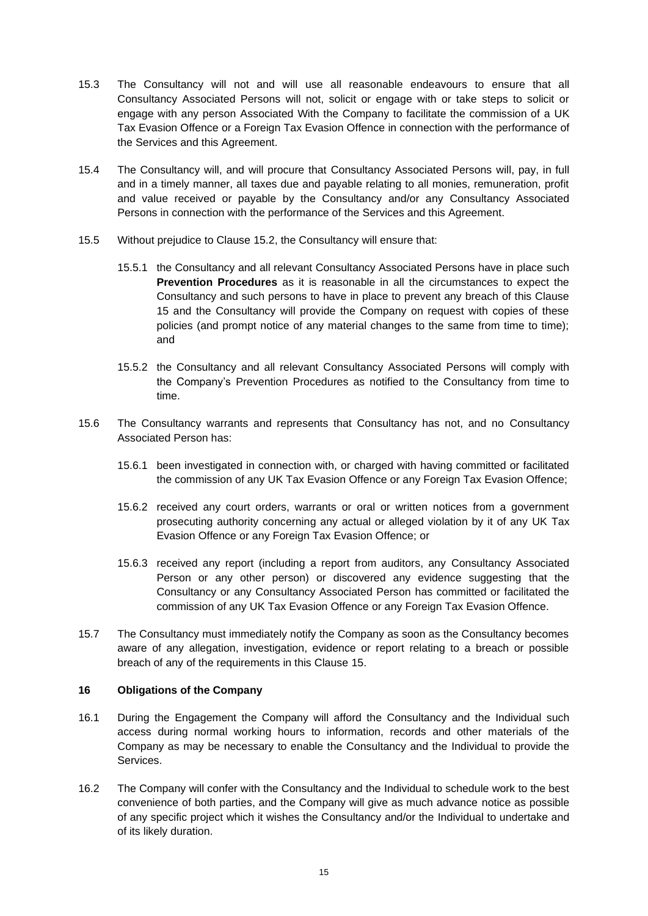15.3 The Consultancy will not and will use all reasonable endeavours to ensure that all Consultancy Associated Persons will not, solicit or engage with or take steps to solicit or engage with any person Associated With the Company to facilitate the commission of a UK Tax Evasion Offence or a Foreign Tax Evasion Offence in connection with the performance of the Services and this Agreement.

15.4 The Consultancy will, and will procure that Consultancy Associated Persons will, pay, in full and in a timely manner, all taxes due and payable relating to all monies, remuneration, profit and value received or payable by the Consultancy and/or any Consultancy Associated Persons in connection with the performance of the Services and this Agreement.

15.5 Without prejudice to Clause 15.2, the Consultancy will ensure that:

15.5.1 the Consultancy and all relevant Consultancy Associated Persons have in place such **Prevention Procedures** as it is reasonable in all the circumstances to expect the Consultancy and such persons to have in place to prevent any breach of this Clause 15 and the Consultancy will provide the Company on request with copies of these policies (and prompt notice of any material changes to the same from time to time); and

15.5.2 the Consultancy and all relevant Consultancy Associated Persons will comply with the Company's Prevention Procedures as notified to the Consultancy from time to time.

15.6 The Consultancy warrants and represents that Consultancy has not, and no Consultancy Associated Person has:

15.6.1 been investigated in connection with, or charged with having committed or facilitated the commission of any UK Tax Evasion Offence or any Foreign Tax Evasion Offence;

15.6.2 received any court orders, warrants or oral or written notices from a government prosecuting authority concerning any actual or alleged violation by it of any UK Tax Evasion Offence or any Foreign Tax Evasion Offence; or

15.6.3 received any report (including a report from auditors, any Consultancy Associated Person or any other person) or discovered any evidence suggesting that the Consultancy or any Consultancy Associated Person has committed or facilitated the commission of any UK Tax Evasion Offence or any Foreign Tax Evasion Offence.

15.7 The Consultancy must immediately notify the Company as soon as the Consultancy becomes aware of any allegation, investigation, evidence or report relating to a breach or possible breach of any of the requirements in this Clause 15.

## 16 Obligations of the Company

16.1 During the Engagement the Company will afford the Consultancy and the Individual such access during normal working hours to information, records and other materials of the Company as may be necessary to enable the Consultancy and the Individual to provide the Services.

16.2 The Company will confer with the Consultancy and the Individual to schedule work to the best convenience of both parties, and the Company will give as much advance notice as possible of any specific project which it wishes the Consultancy and/or the Individual to undertake and of its likely duration.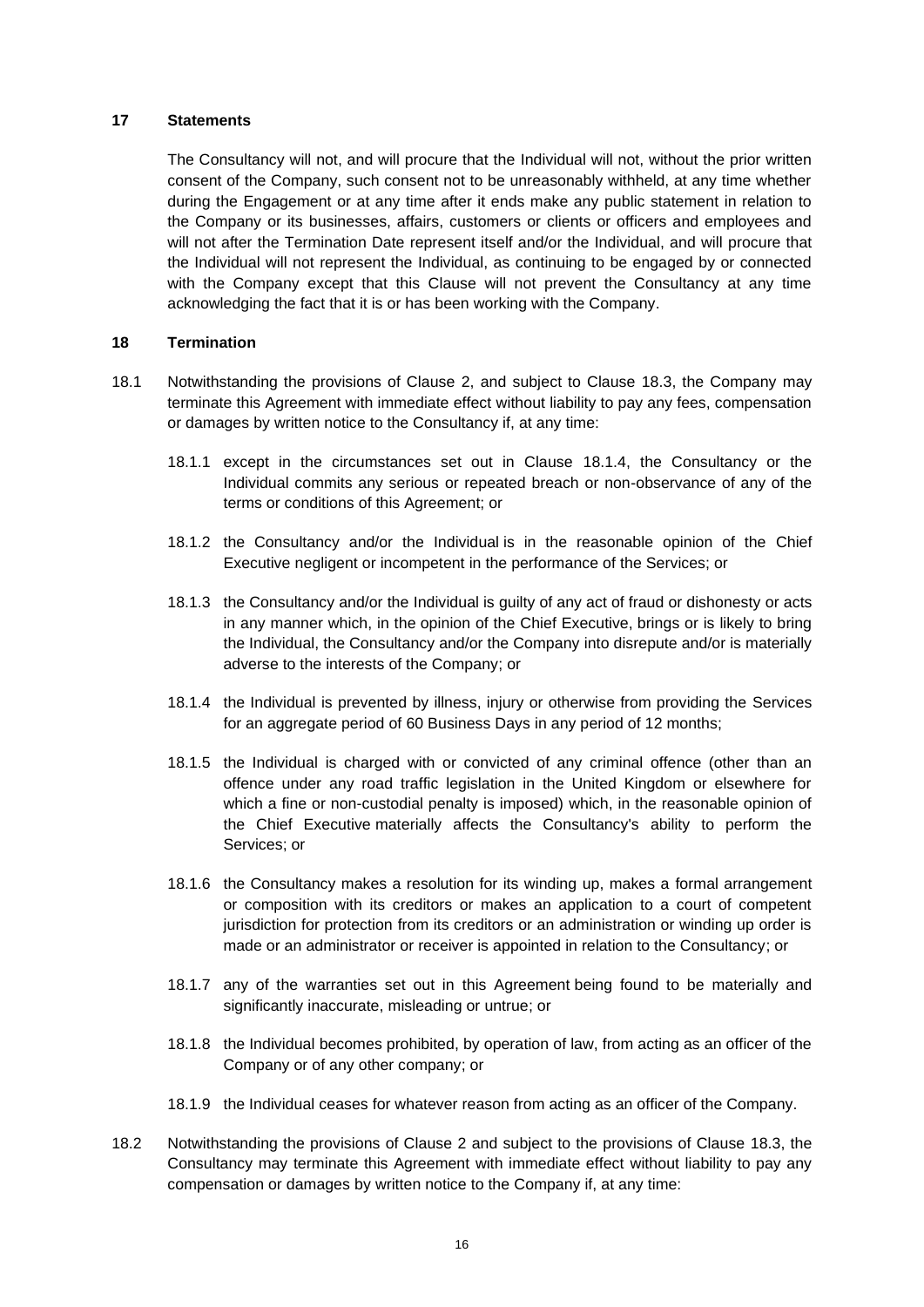## 17 Statements

The Consultancy will not, and will procure that the Individual will not, without the prior written consent of the Company, such consent not to be unreasonably withheld, at any time whether during the Engagement or at any time after it ends make any public statement in relation to the Company or its businesses, affairs, customers or clients or officers and employees and will not after the Termination Date represent itself and/or the Individual, and will procure that the Individual will not represent the Individual, as continuing to be engaged by or connected with the Company except that this Clause will not prevent the Consultancy at any time acknowledging the fact that it is or has been working with the Company.

## 18 Termination

18.1 Notwithstanding the provisions of Clause 2, and subject to Clause 18.3, the Company may terminate this Agreement with immediate effect without liability to pay any fees, compensation or damages by written notice to the Consultancy if, at any time:

18.1.1 except in the circumstances set out in Clause 18.1.4, the Consultancy or the Individual commits any serious or repeated breach or non-observance of any of the terms or conditions of this Agreement; or

18.1.2 the Consultancy and/or the Individual is in the reasonable opinion of the Chief Executive negligent or incompetent in the performance of the Services; or

18.1.3 the Consultancy and/or the Individual is guilty of any act of fraud or dishonesty or acts in any manner which, in the opinion of the Chief Executive, brings or is likely to bring the Individual, the Consultancy and/or the Company into disrepute and/or is materially adverse to the interests of the Company; or

18.1.4 the Individual is prevented by illness, injury or otherwise from providing the Services for an aggregate period of 60 Business Days in any period of 12 months;

18.1.5 the Individual is charged with or convicted of any criminal offence (other than an offence under any road traffic legislation in the United Kingdom or elsewhere for which a fine or non-custodial penalty is imposed) which, in the reasonable opinion of the Chief Executive materially affects the Consultancy's ability to perform the Services; or

18.1.6 the Consultancy makes a resolution for its winding up, makes a formal arrangement or composition with its creditors or makes an application to a court of competent jurisdiction for protection from its creditors or an administration or winding up order is made or an administrator or receiver is appointed in relation to the Consultancy; or

18.1.7 any of the warranties set out in this Agreement being found to be materially and significantly inaccurate, misleading or untrue; or

18.1.8 the Individual becomes prohibited, by operation of law, from acting as an officer of the Company or of any other company; or

18.1.9 the Individual ceases for whatever reason from acting as an officer of the Company.

18.2 Notwithstanding the provisions of Clause 2 and subject to the provisions of Clause 18.3, the Consultancy may terminate this Agreement with immediate effect without liability to pay any compensation or damages by written notice to the Company if, at any time: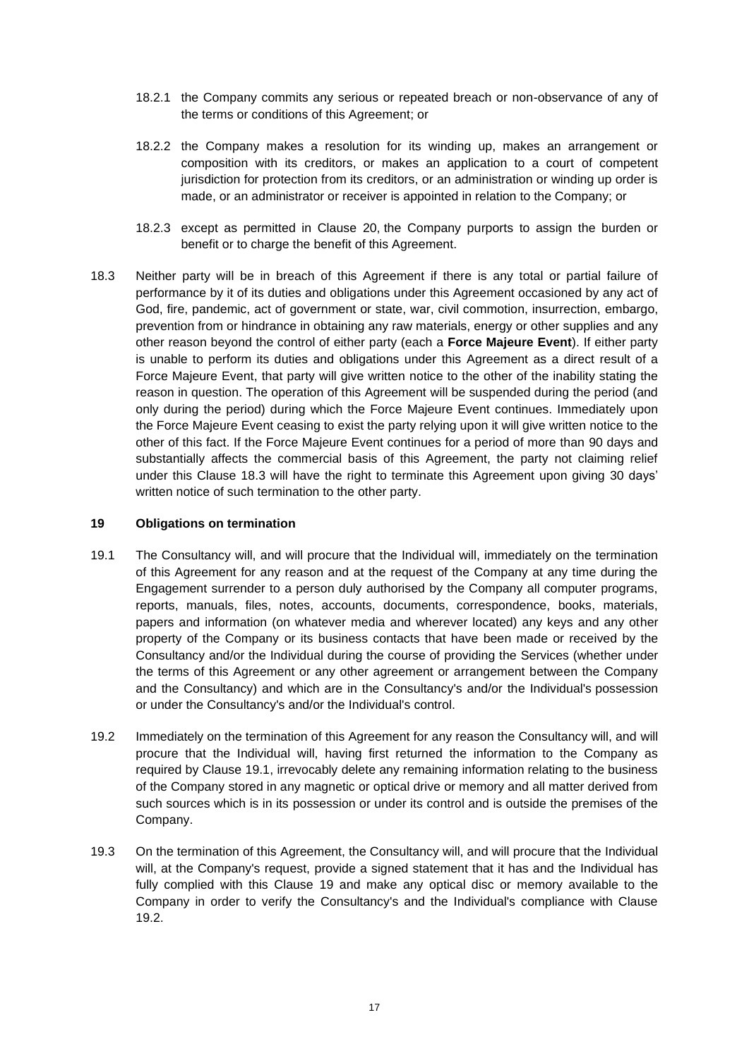18.2.1 the Company commits any serious or repeated breach or non-observance of any of the terms or conditions of this Agreement; or

18.2.2 the Company makes a resolution for its winding up, makes an arrangement or composition with its creditors, or makes an application to a court of competent jurisdiction for protection from its creditors, or an administration or winding up order is made, or an administrator or receiver is appointed in relation to the Company; or

18.2.3 except as permitted in Clause 20, the Company purports to assign the burden or benefit or to charge the benefit of this Agreement.

18.3 Neither party will be in breach of this Agreement if there is any total or partial failure of performance by it of its duties and obligations under this Agreement occasioned by any act of God, fire, pandemic, act of government or state, war, civil commotion, insurrection, embargo, prevention from or hindrance in obtaining any raw materials, energy or other supplies and any other reason beyond the control of either party (each a **Force Majeure Event**). If either party is unable to perform its duties and obligations under this Agreement as a direct result of a Force Majeure Event, that party will give written notice to the other of the inability stating the reason in question. The operation of this Agreement will be suspended during the period (and only during the period) during which the Force Majeure Event continues. Immediately upon the Force Majeure Event ceasing to exist the party relying upon it will give written notice to the other of this fact. If the Force Majeure Event continues for a period of more than 90 days and substantially affects the commercial basis of this Agreement, the party not claiming relief under this Clause 18.3 will have the right to terminate this Agreement upon giving 30 days' written notice of such termination to the other party.

## 19 Obligations on termination

19.1 The Consultancy will, and will procure that the Individual will, immediately on the termination of this Agreement for any reason and at the request of the Company at any time during the Engagement surrender to a person duly authorised by the Company all computer programs, reports, manuals, files, notes, accounts, documents, correspondence, books, materials, papers and information (on whatever media and wherever located) any keys and any other property of the Company or its business contacts that have been made or received by the Consultancy and/or the Individual during the course of providing the Services (whether under the terms of this Agreement or any other agreement or arrangement between the Company and the Consultancy) and which are in the Consultancy's and/or the Individual's possession or under the Consultancy's and/or the Individual's control.

19.2 Immediately on the termination of this Agreement for any reason the Consultancy will, and will procure that the Individual will, having first returned the information to the Company as required by Clause 19.1, irrevocably delete any remaining information relating to the business of the Company stored in any magnetic or optical drive or memory and all matter derived from such sources which is in its possession or under its control and is outside the premises of the Company.

19.3 On the termination of this Agreement, the Consultancy will, and will procure that the Individual will, at the Company's request, provide a signed statement that it has and the Individual has fully complied with this Clause 19 and make any optical disc or memory available to the Company in order to verify the Consultancy's and the Individual's compliance with Clause 19.2.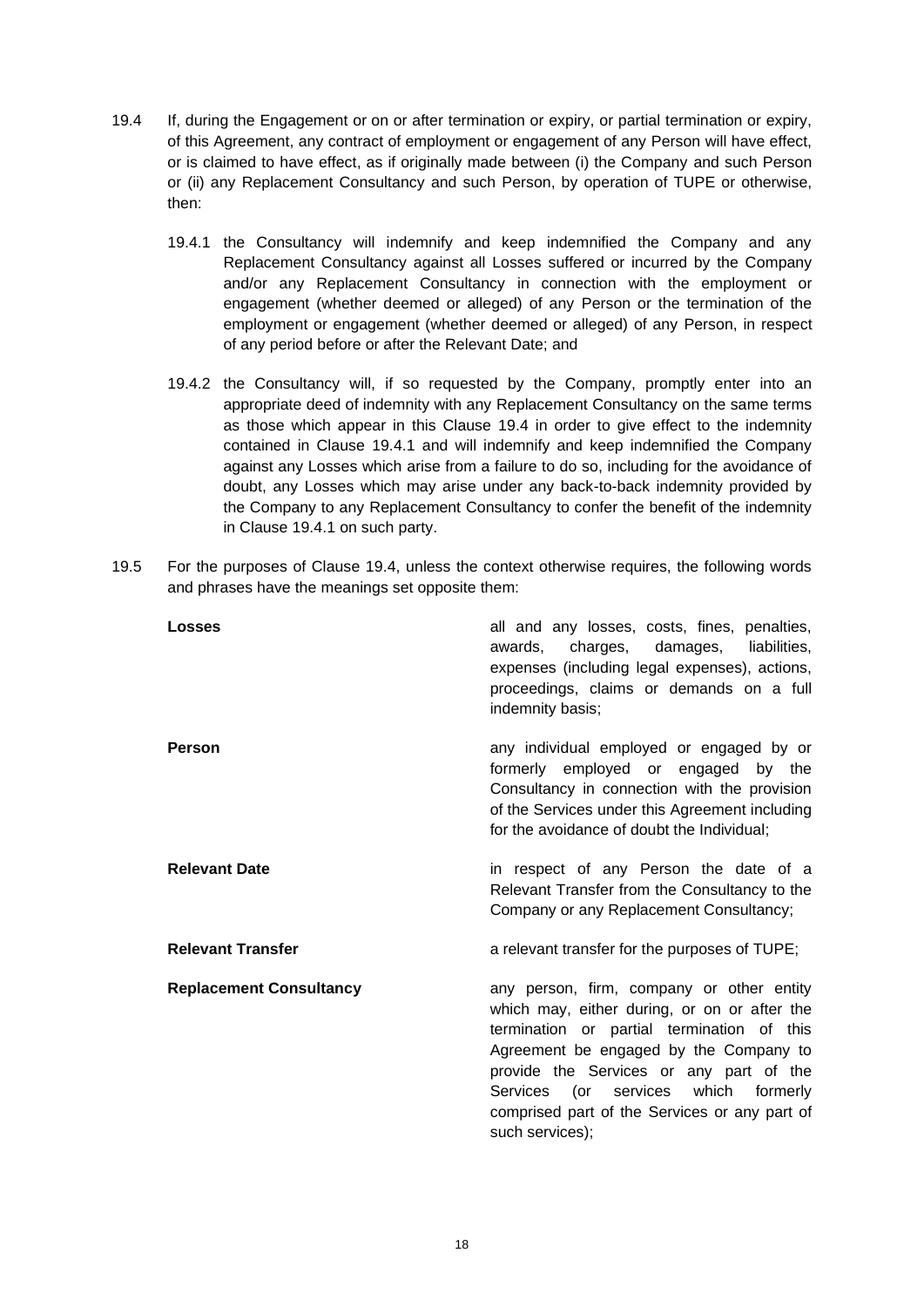19.4 If, during the Engagement or on or after termination or expiry, or partial termination or expiry, of this Agreement, any contract of employment or engagement of any Person will have effect, or is claimed to have effect, as if originally made between (i) the Company and such Person or (ii) any Replacement Consultancy and such Person, by operation of TUPE or otherwise, then:

19.4.1 the Consultancy will indemnify and keep indemnified the Company and any Replacement Consultancy against all Losses suffered or incurred by the Company and/or any Replacement Consultancy in connection with the employment or engagement (whether deemed or alleged) of any Person or the termination of the employment or engagement (whether deemed or alleged) of any Person, in respect of any period before or after the Relevant Date; and

19.4.2 the Consultancy will, if so requested by the Company, promptly enter into an appropriate deed of indemnity with any Replacement Consultancy on the same terms as those which appear in this Clause 19.4 in order to give effect to the indemnity contained in Clause 19.4.1 and will indemnify and keep indemnified the Company against any Losses which arise from a failure to do so, including for the avoidance of doubt, any Losses which may arise under any back-to-back indemnity provided by the Company to any Replacement Consultancy to confer the benefit of the indemnity in Clause 19.4.1 on such party.

19.5 For the purposes of Clause 19.4, unless the context otherwise requires, the following words and phrases have the meanings set opposite them:

**Losses** all and any losses, costs, fines, penalties, awards, charges, damages, liabilities, expenses (including legal expenses), actions, proceedings, claims or demands on a full indemnity basis;

**Person** any individual employed or engaged by or formerly employed or engaged by the Consultancy in connection with the provision of the Services under this Agreement including for the avoidance of doubt the Individual;

**Relevant Date** in respect of any Person the date of a Relevant Transfer from the Consultancy to the Company or any Replacement Consultancy;

**Relevant Transfer** a relevant transfer for the purposes of TUPE;

**Replacement Consultancy** any person, firm, company or other entity which may, either during, or on or after the termination or partial termination of this Agreement be engaged by the Company to provide the Services or any part of the Services (or services which formerly comprised part of the Services or any part of such services);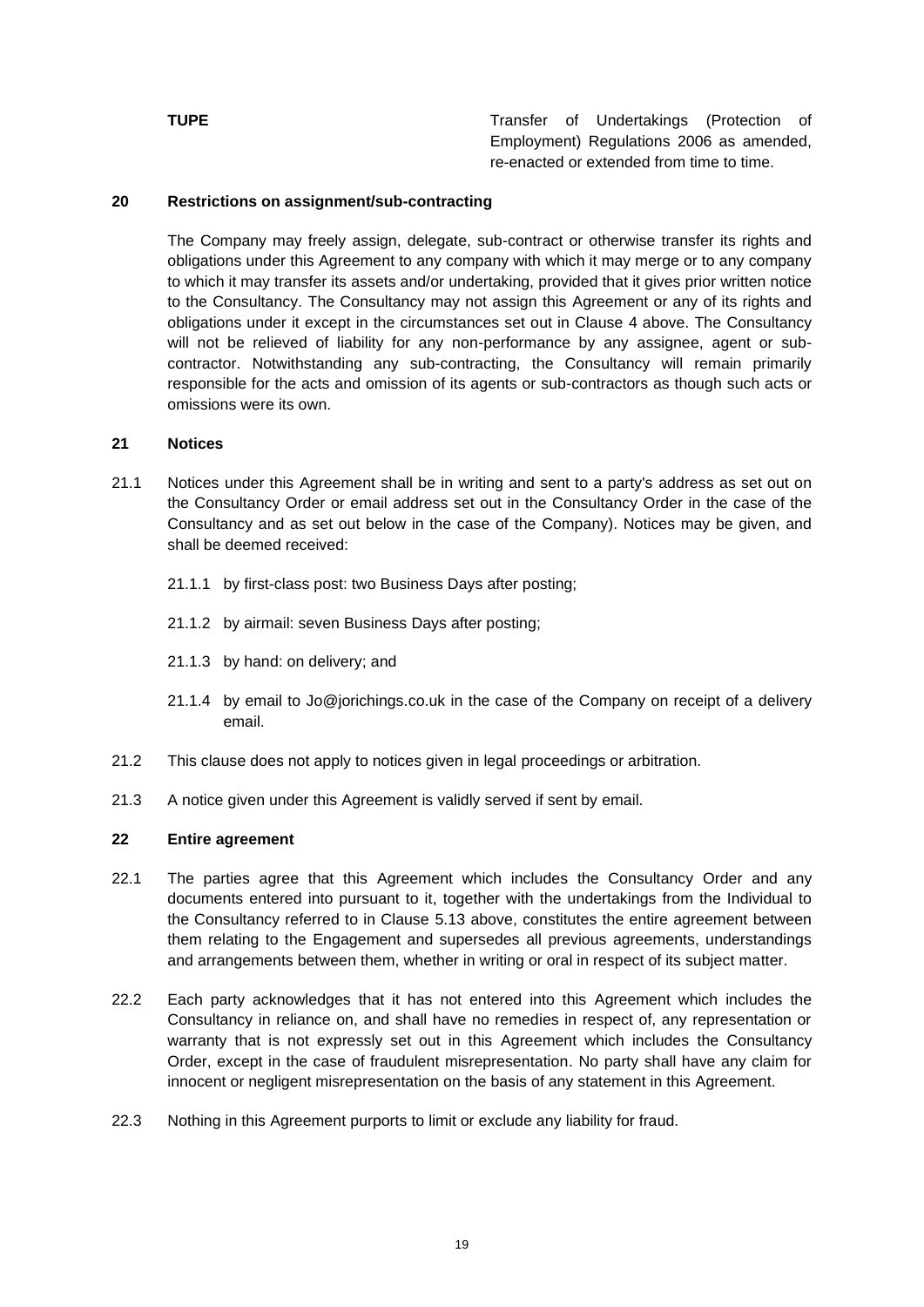| | |
|---|---|
| **TUPE** | Transfer of Undertakings (Protection of Employment) Regulations 2006 as amended, re-enacted or extended from time to time. |

## 20 Restrictions on assignment/sub-contracting

The Company may freely assign, delegate, sub-contract or otherwise transfer its rights and obligations under this Agreement to any company with which it may merge or to any company to which it may transfer its assets and/or undertaking, provided that it gives prior written notice to the Consultancy. The Consultancy may not assign this Agreement or any of its rights and obligations under it except in the circumstances set out in Clause 4 above. The Consultancy will not be relieved of liability for any non-performance by any assignee, agent or sub-contractor. Notwithstanding any sub-contracting, the Consultancy will remain primarily responsible for the acts and omission of its agents or sub-contractors as though such acts or omissions were its own.

## 21 Notices

21.1 Notices under this Agreement shall be in writing and sent to a party's address as set out on the Consultancy Order or email address set out in the Consultancy Order in the case of the Consultancy and as set out below in the case of the Company). Notices may be given, and shall be deemed received:

21.1.1 by first-class post: two Business Days after posting;

21.1.2 by airmail: seven Business Days after posting;

21.1.3 by hand: on delivery; and

21.1.4 by email to Jo@jorichings.co.uk in the case of the Company on receipt of a delivery email.

21.2 This clause does not apply to notices given in legal proceedings or arbitration.

21.3 A notice given under this Agreement is validly served if sent by email.

## 22 Entire agreement

22.1 The parties agree that this Agreement which includes the Consultancy Order and any documents entered into pursuant to it, together with the undertakings from the Individual to the Consultancy referred to in Clause 5.13 above, constitutes the entire agreement between them relating to the Engagement and supersedes all previous agreements, understandings and arrangements between them, whether in writing or oral in respect of its subject matter.

22.2 Each party acknowledges that it has not entered into this Agreement which includes the Consultancy in reliance on, and shall have no remedies in respect of, any representation or warranty that is not expressly set out in this Agreement which includes the Consultancy Order, except in the case of fraudulent misrepresentation. No party shall have any claim for innocent or negligent misrepresentation on the basis of any statement in this Agreement.

22.3 Nothing in this Agreement purports to limit or exclude any liability for fraud.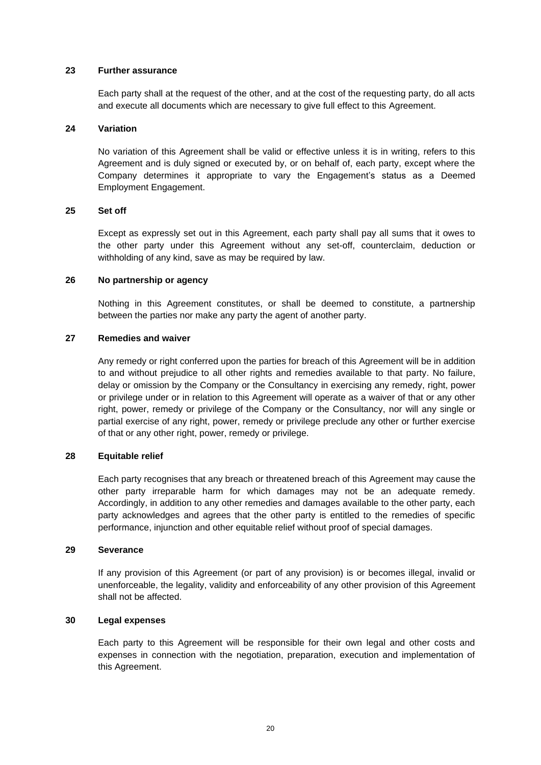## 23 Further assurance

Each party shall at the request of the other, and at the cost of the requesting party, do all acts and execute all documents which are necessary to give full effect to this Agreement.

## 24 Variation

No variation of this Agreement shall be valid or effective unless it is in writing, refers to this Agreement and is duly signed or executed by, or on behalf of, each party, except where the Company determines it appropriate to vary the Engagement's status as a Deemed Employment Engagement.

## 25 Set off

Except as expressly set out in this Agreement, each party shall pay all sums that it owes to the other party under this Agreement without any set-off, counterclaim, deduction or withholding of any kind, save as may be required by law.

## 26 No partnership or agency

Nothing in this Agreement constitutes, or shall be deemed to constitute, a partnership between the parties nor make any party the agent of another party.

## 27 Remedies and waiver

Any remedy or right conferred upon the parties for breach of this Agreement will be in addition to and without prejudice to all other rights and remedies available to that party. No failure, delay or omission by the Company or the Consultancy in exercising any remedy, right, power or privilege under or in relation to this Agreement will operate as a waiver of that or any other right, power, remedy or privilege of the Company or the Consultancy, nor will any single or partial exercise of any right, power, remedy or privilege preclude any other or further exercise of that or any other right, power, remedy or privilege.

## 28 Equitable relief

Each party recognises that any breach or threatened breach of this Agreement may cause the other party irreparable harm for which damages may not be an adequate remedy. Accordingly, in addition to any other remedies and damages available to the other party, each party acknowledges and agrees that the other party is entitled to the remedies of specific performance, injunction and other equitable relief without proof of special damages.

## 29 Severance

If any provision of this Agreement (or part of any provision) is or becomes illegal, invalid or unenforceable, the legality, validity and enforceability of any other provision of this Agreement shall not be affected.

## 30 Legal expenses

Each party to this Agreement will be responsible for their own legal and other costs and expenses in connection with the negotiation, preparation, execution and implementation of this Agreement.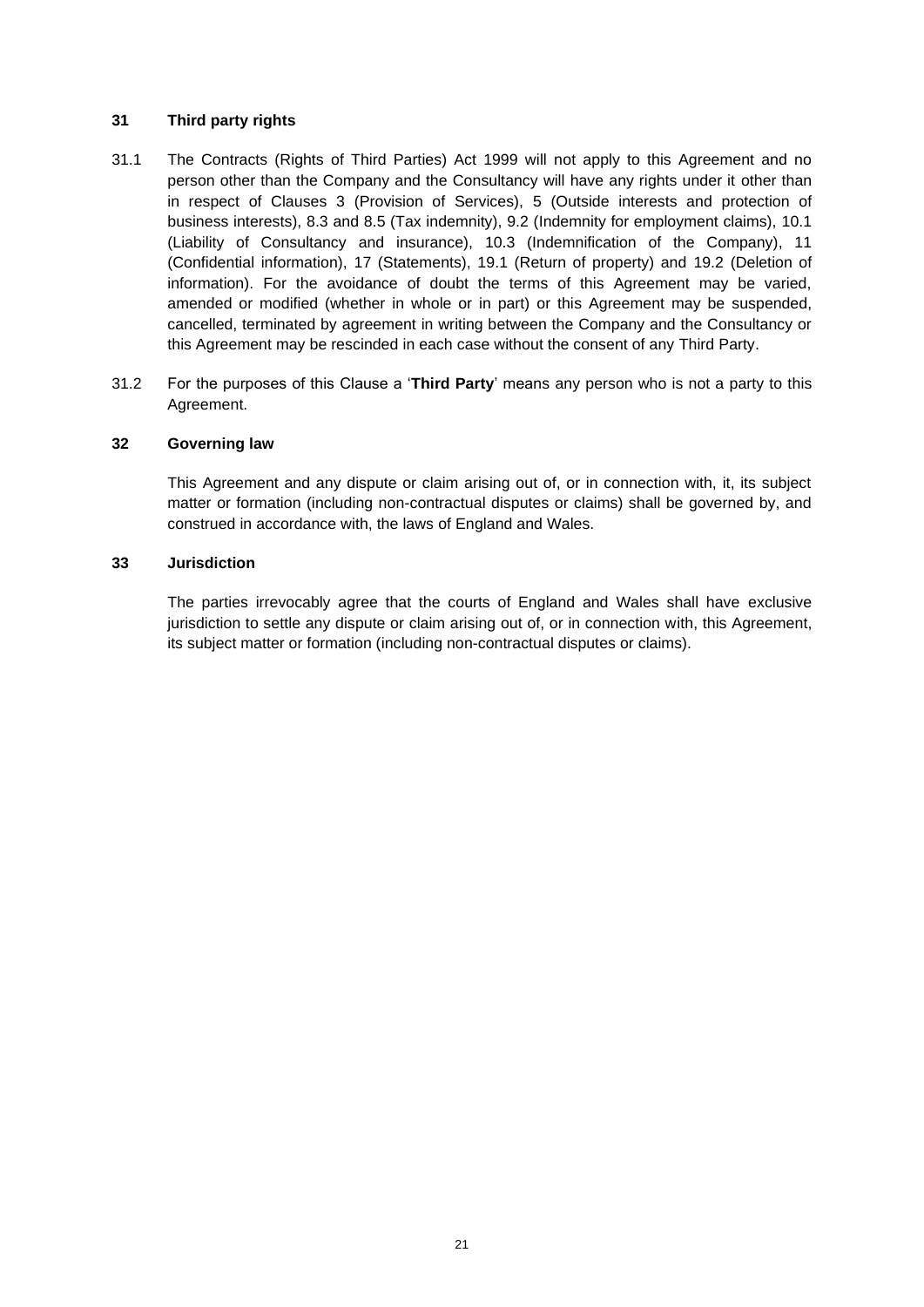## 31 Third party rights

31.1 The Contracts (Rights of Third Parties) Act 1999 will not apply to this Agreement and no person other than the Company and the Consultancy will have any rights under it other than in respect of Clauses 3 (Provision of Services), 5 (Outside interests and protection of business interests), 8.3 and 8.5 (Tax indemnity), 9.2 (Indemnity for employment claims), 10.1 (Liability of Consultancy and insurance), 10.3 (Indemnification of the Company), 11 (Confidential information), 17 (Statements), 19.1 (Return of property) and 19.2 (Deletion of information). For the avoidance of doubt the terms of this Agreement may be varied, amended or modified (whether in whole or in part) or this Agreement may be suspended, cancelled, terminated by agreement in writing between the Company and the Consultancy or this Agreement may be rescinded in each case without the consent of any Third Party.

31.2 For the purposes of this Clause a '**Third Party**' means any person who is not a party to this Agreement.

## 32 Governing law

This Agreement and any dispute or claim arising out of, or in connection with, it, its subject matter or formation (including non-contractual disputes or claims) shall be governed by, and construed in accordance with, the laws of England and Wales.

## 33 Jurisdiction

The parties irrevocably agree that the courts of England and Wales shall have exclusive jurisdiction to settle any dispute or claim arising out of, or in connection with, this Agreement, its subject matter or formation (including non-contractual disputes or claims).